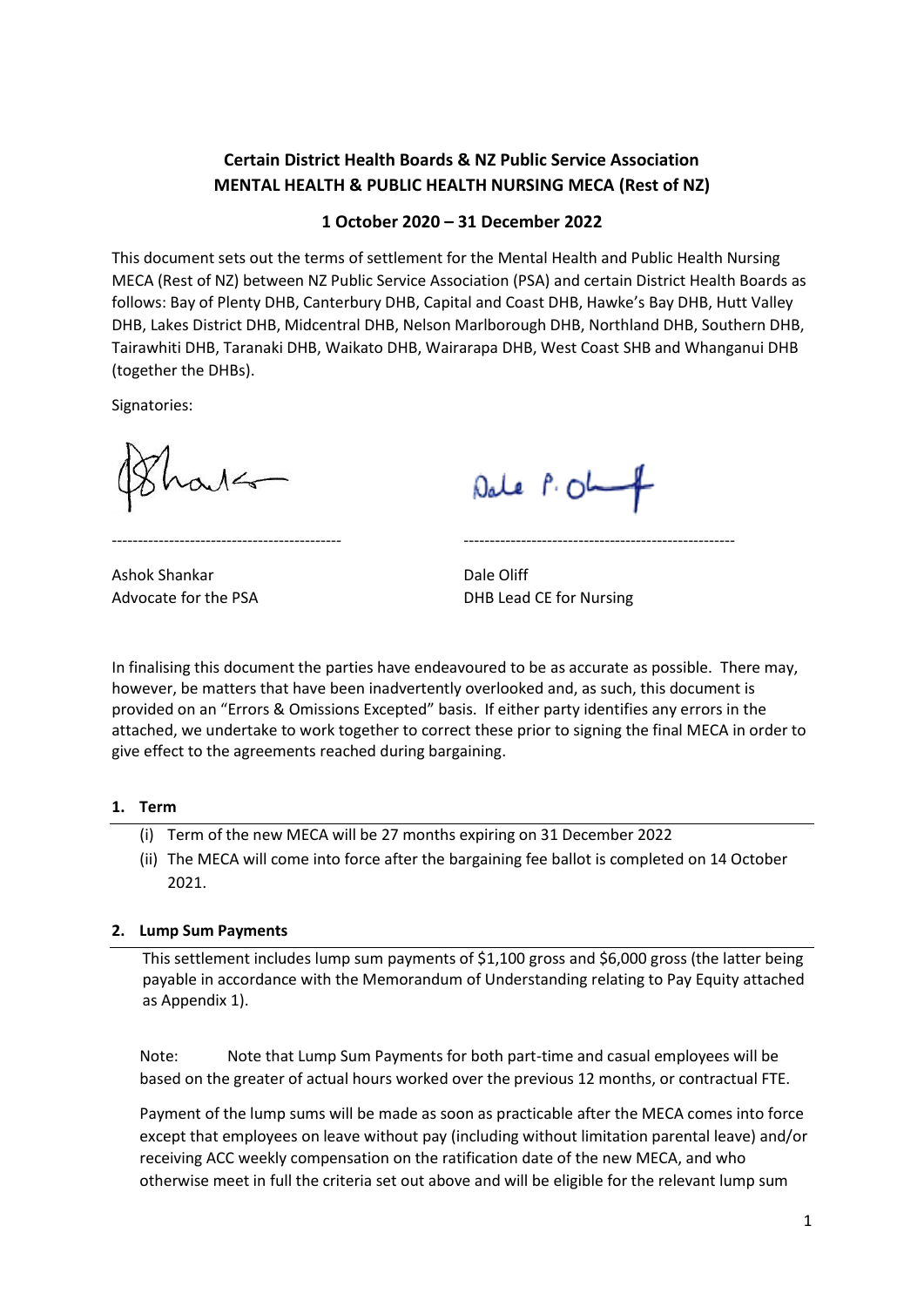**Certain District Health Boards & NZ Public Service Association**
**MENTAL HEALTH & PUBLIC HEALTH NURSING MECA (Rest of NZ)**

**1 October 2020 – 31 December 2022**

This document sets out the terms of settlement for the Mental Health and Public Health Nursing MECA (Rest of NZ) between NZ Public Service Association (PSA) and certain District Health Boards as follows: Bay of Plenty DHB, Canterbury DHB, Capital and Coast DHB, Hawke's Bay DHB, Hutt Valley DHB, Lakes District DHB, Midcentral DHB, Nelson Marlborough DHB, Northland DHB, Southern DHB, Tairawhiti DHB, Taranaki DHB, Waikato DHB, Wairarapa DHB, West Coast SHB and Whanganui DHB (together the DHBs).

Signatories:

| | |
|---|---|
| ------------------------------------------- | ---------------------------------------------------- |
| Ashok Shankar | Dale Oliff |
| Advocate for the PSA | DHB Lead CE for Nursing |

In finalising this document the parties have endeavoured to be as accurate as possible. There may, however, be matters that have been inadvertently overlooked and, as such, this document is provided on an "Errors & Omissions Excepted" basis. If either party identifies any errors in the attached, we undertake to work together to correct these prior to signing the final MECA in order to give effect to the agreements reached during bargaining.

## 1. Term

(i) Term of the new MECA will be 27 months expiring on 31 December 2022

(ii) The MECA will come into force after the bargaining fee ballot is completed on 14 October 2021.

## 2. Lump Sum Payments

This settlement includes lump sum payments of $1,100 gross and $6,000 gross (the latter being payable in accordance with the Memorandum of Understanding relating to Pay Equity attached as Appendix 1).

Note: Note that Lump Sum Payments for both part-time and casual employees will be based on the greater of actual hours worked over the previous 12 months, or contractual FTE.

Payment of the lump sums will be made as soon as practicable after the MECA comes into force except that employees on leave without pay (including without limitation parental leave) and/or receiving ACC weekly compensation on the ratification date of the new MECA, and who otherwise meet in full the criteria set out above and will be eligible for the relevant lump sum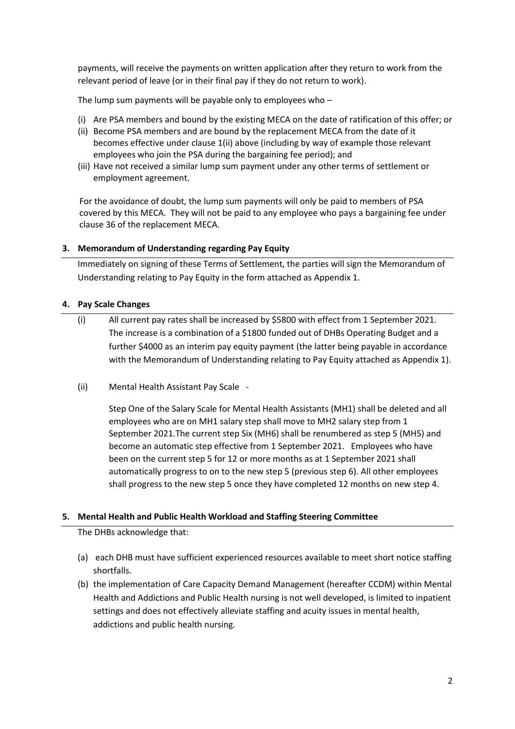payments, will receive the payments on written application after they return to work from the relevant period of leave (or in their final pay if they do not return to work).

The lump sum payments will be payable only to employees who –

(i) Are PSA members and bound by the existing MECA on the date of ratification of this offer; or
(ii) Become PSA members and are bound by the replacement MECA from the date of it becomes effective under clause 1(ii) above (including by way of example those relevant employees who join the PSA during the bargaining fee period); and
(iii) Have not received a similar lump sum payment under any other terms of settlement or employment agreement.

For the avoidance of doubt, the lump sum payments will only be paid to members of PSA covered by this MECA. They will not be paid to any employee who pays a bargaining fee under clause 36 of the replacement MECA.

**3. Memorandum of Understanding regarding Pay Equity**

Immediately on signing of these Terms of Settlement, the parties will sign the Memorandum of Understanding relating to Pay Equity in the form attached as Appendix 1.

**4. Pay Scale Changes**

(i) All current pay rates shall be increased by $5800 with effect from 1 September 2021. The increase is a combination of a $1800 funded out of DHBs Operating Budget and a further $4000 as an interim pay equity payment (the latter being payable in accordance with the Memorandum of Understanding relating to Pay Equity attached as Appendix 1).

(ii) Mental Health Assistant Pay Scale -

Step One of the Salary Scale for Mental Health Assistants (MH1) shall be deleted and all employees who are on MH1 salary step shall move to MH2 salary step from 1 September 2021.The current step Six (MH6) shall be renumbered as step 5 (MH5) and become an automatic step effective from 1 September 2021. Employees who have been on the current step 5 for 12 or more months as at 1 September 2021 shall automatically progress to on to the new step 5 (previous step 6). All other employees shall progress to the new step 5 once they have completed 12 months on new step 4.

**5. Mental Health and Public Health Workload and Staffing Steering Committee**

The DHBs acknowledge that:

(a) each DHB must have sufficient experienced resources available to meet short notice staffing shortfalls.
(b) the implementation of Care Capacity Demand Management (hereafter CCDM) within Mental Health and Addictions and Public Health nursing is not well developed, is limited to inpatient settings and does not effectively alleviate staffing and acuity issues in mental health, addictions and public health nursing.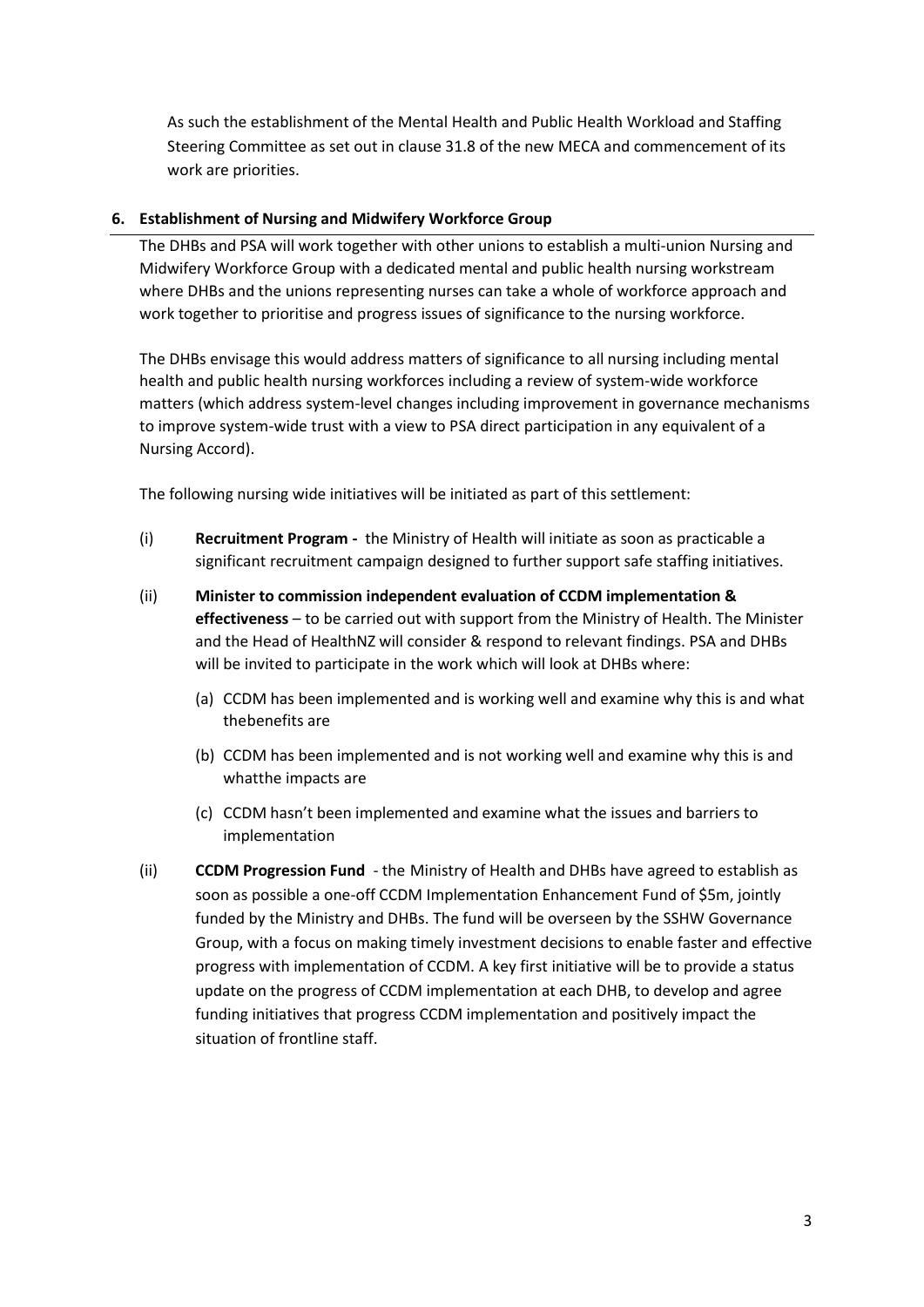As such the establishment of the Mental Health and Public Health Workload and Staffing Steering Committee as set out in clause 31.8 of the new MECA and commencement of its work are priorities.

**6. Establishment of Nursing and Midwifery Workforce Group**

The DHBs and PSA will work together with other unions to establish a multi-union Nursing and Midwifery Workforce Group with a dedicated mental and public health nursing workstream where DHBs and the unions representing nurses can take a whole of workforce approach and work together to prioritise and progress issues of significance to the nursing workforce.

The DHBs envisage this would address matters of significance to all nursing including mental health and public health nursing workforces including a review of system-wide workforce matters (which address system-level changes including improvement in governance mechanisms to improve system-wide trust with a view to PSA direct participation in any equivalent of a Nursing Accord).

The following nursing wide initiatives will be initiated as part of this settlement:

(i) **Recruitment Program -** the Ministry of Health will initiate as soon as practicable a significant recruitment campaign designed to further support safe staffing initiatives.

(ii) **Minister to commission independent evaluation of CCDM implementation & effectiveness** – to be carried out with support from the Ministry of Health. The Minister and the Head of HealthNZ will consider & respond to relevant findings. PSA and DHBs will be invited to participate in the work which will look at DHBs where:

(a) CCDM has been implemented and is working well and examine why this is and what thebenefits are

(b) CCDM has been implemented and is not working well and examine why this is and whatthe impacts are

(c) CCDM hasn't been implemented and examine what the issues and barriers to implementation

(ii) **CCDM Progression Fund** - the Ministry of Health and DHBs have agreed to establish as soon as possible a one-off CCDM Implementation Enhancement Fund of $5m, jointly funded by the Ministry and DHBs. The fund will be overseen by the SSHW Governance Group, with a focus on making timely investment decisions to enable faster and effective progress with implementation of CCDM. A key first initiative will be to provide a status update on the progress of CCDM implementation at each DHB, to develop and agree funding initiatives that progress CCDM implementation and positively impact the situation of frontline staff.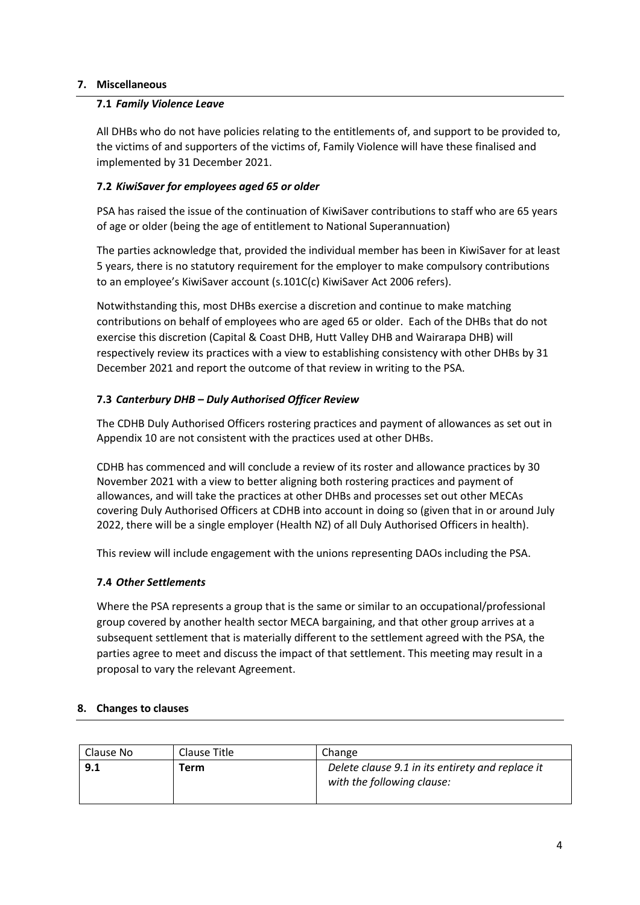## 7. Miscellaneous

### 7.1 *Family Violence Leave*

All DHBs who do not have policies relating to the entitlements of, and support to be provided to, the victims of and supporters of the victims of, Family Violence will have these finalised and implemented by 31 December 2021.

### 7.2 *KiwiSaver for employees aged 65 or older*

PSA has raised the issue of the continuation of KiwiSaver contributions to staff who are 65 years of age or older (being the age of entitlement to National Superannuation)

The parties acknowledge that, provided the individual member has been in KiwiSaver for at least 5 years, there is no statutory requirement for the employer to make compulsory contributions to an employee's KiwiSaver account (s.101C(c) KiwiSaver Act 2006 refers).

Notwithstanding this, most DHBs exercise a discretion and continue to make matching contributions on behalf of employees who are aged 65 or older. Each of the DHBs that do not exercise this discretion (Capital & Coast DHB, Hutt Valley DHB and Wairarapa DHB) will respectively review its practices with a view to establishing consistency with other DHBs by 31 December 2021 and report the outcome of that review in writing to the PSA.

### 7.3 *Canterbury DHB – Duly Authorised Officer Review*

The CDHB Duly Authorised Officers rostering practices and payment of allowances as set out in Appendix 10 are not consistent with the practices used at other DHBs.

CDHB has commenced and will conclude a review of its roster and allowance practices by 30 November 2021 with a view to better aligning both rostering practices and payment of allowances, and will take the practices at other DHBs and processes set out other MECAs covering Duly Authorised Officers at CDHB into account in doing so (given that in or around July 2022, there will be a single employer (Health NZ) of all Duly Authorised Officers in health).

This review will include engagement with the unions representing DAOs including the PSA.

### 7.4 *Other Settlements*

Where the PSA represents a group that is the same or similar to an occupational/professional group covered by another health sector MECA bargaining, and that other group arrives at a subsequent settlement that is materially different to the settlement agreed with the PSA, the parties agree to meet and discuss the impact of that settlement. This meeting may result in a proposal to vary the relevant Agreement.

## 8. Changes to clauses

| Clause No | Clause Title | Change |
|---|---|---|
| **9.1** | **Term** | *Delete clause 9.1 in its entirety and replace it with the following clause:* |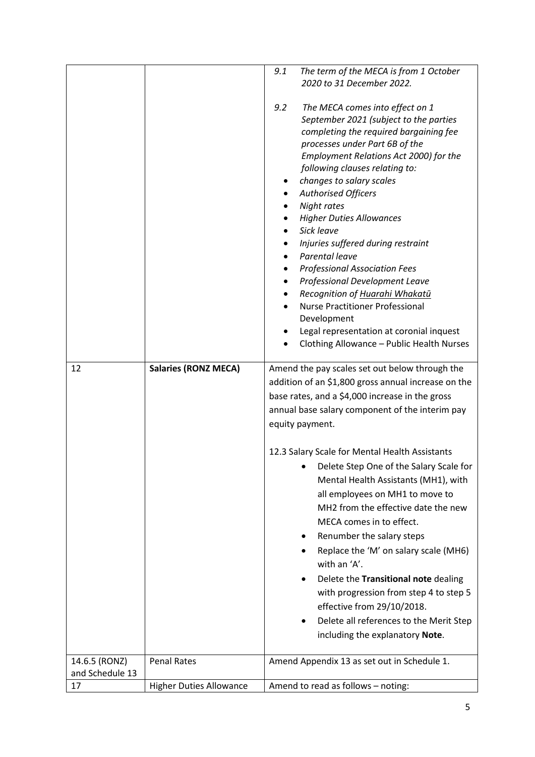| | | |
|---|---|---|
| | | *9.1 The term of the MECA is from 1 October 2020 to 31 December 2022.*<br><br>*9.2 The MECA comes into effect on 1 September 2021 (subject to the parties completing the required bargaining fee processes under Part 6B of the Employment Relations Act 2000) for the following clauses relating to:*<br>• *changes to salary scales*<br>• *Authorised Officers*<br>• *Night rates*<br>• *Higher Duties Allowances*<br>• *Sick leave*<br>• *Injuries suffered during restraint*<br>• *Parental leave*<br>• *Professional Association Fees*<br>• *Professional Development Leave*<br>• *Recognition of Huarahi Whakatū*<br>• Nurse Practitioner Professional Development<br>• Legal representation at coronial inquest<br>• Clothing Allowance – Public Health Nurses |
| 12 | **Salaries (RONZ MECA)** | Amend the pay scales set out below through the addition of an $1,800 gross annual increase on the base rates, and a $4,000 increase in the gross annual base salary component of the interim pay equity payment.<br><br>12.3 Salary Scale for Mental Health Assistants<br>• Delete Step One of the Salary Scale for Mental Health Assistants (MH1), with all employees on MH1 to move to MH2 from the effective date the new MECA comes in to effect.<br>• Renumber the salary steps<br>• Replace the 'M' on salary scale (MH6) with an 'A'.<br>• Delete the **Transitional note** dealing with progression from step 4 to step 5 effective from 29/10/2018.<br>• Delete all references to the Merit Step including the explanatory **Note**. |
| 14.6.5 (RONZ) and Schedule 13 | Penal Rates | Amend Appendix 13 as set out in Schedule 1. |
| 17 | Higher Duties Allowance | Amend to read as follows – noting: |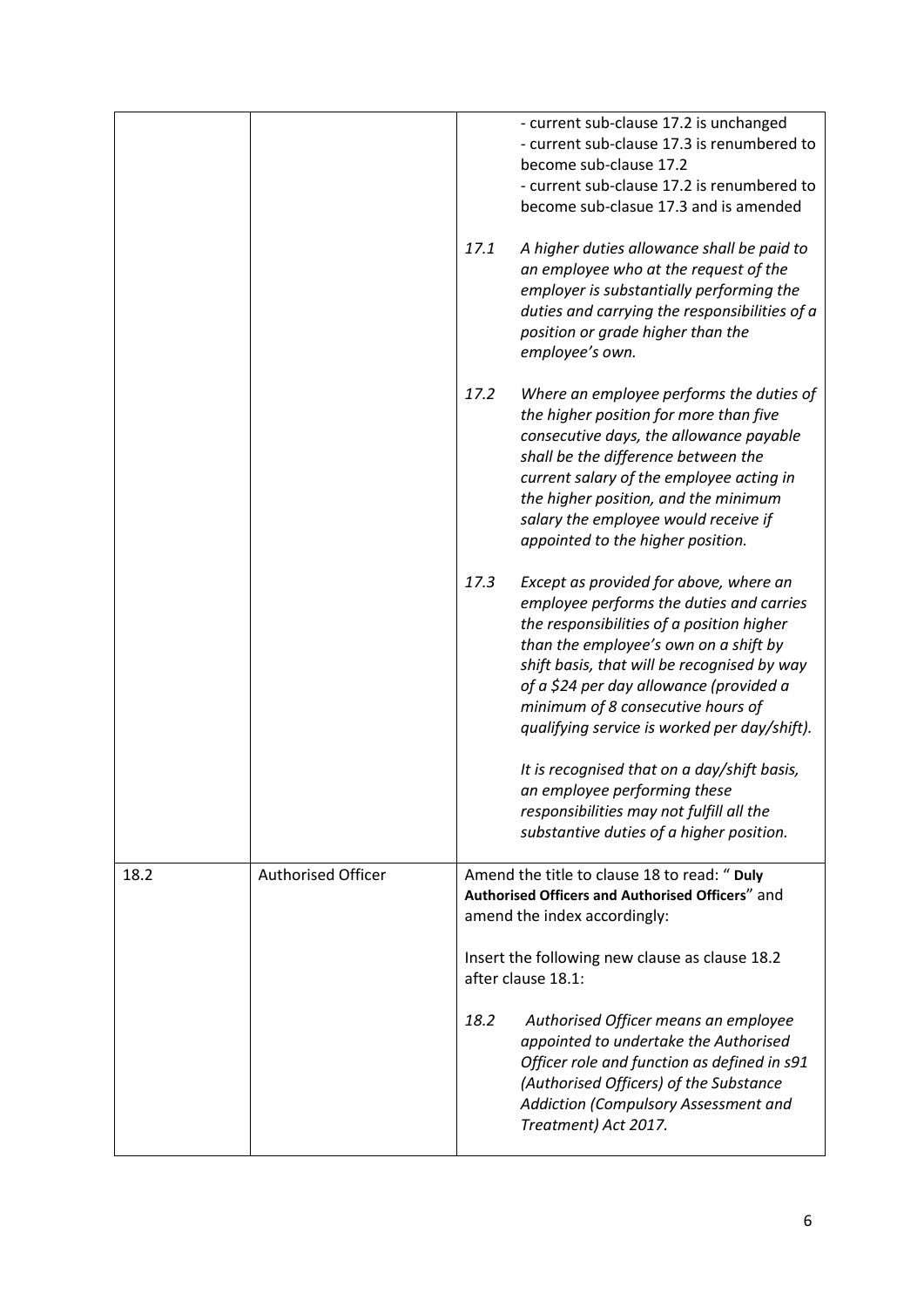| | | |
|---|---|---|
| | | - current sub-clause 17.2 is unchanged<br>- current sub-clause 17.3 is renumbered to become sub-clause 17.2<br>- current sub-clause 17.2 is renumbered to become sub-clasue 17.3 and is amended<br><br>*17.1 A higher duties allowance shall be paid to an employee who at the request of the employer is substantially performing the duties and carrying the responsibilities of a position or grade higher than the employee's own.*<br><br>*17.2 Where an employee performs the duties of the higher position for more than five consecutive days, the allowance payable shall be the difference between the current salary of the employee acting in the higher position, and the minimum salary the employee would receive if appointed to the higher position.*<br><br>*17.3 Except as provided for above, where an employee performs the duties and carries the responsibilities of a position higher than the employee's own on a shift by shift basis, that will be recognised by way of a $24 per day allowance (provided a minimum of 8 consecutive hours of qualifying service is worked per day/shift).*<br><br>*It is recognised that on a day/shift basis, an employee performing these responsibilities may not fulfill all the substantive duties of a higher position.* |
| 18.2 | Authorised Officer | Amend the title to clause 18 to read: " **Duly Authorised Officers and Authorised Officers**" and amend the index accordingly:<br><br>Insert the following new clause as clause 18.2 after clause 18.1:<br><br>*18.2 Authorised Officer means an employee appointed to undertake the Authorised Officer role and function as defined in s91 (Authorised Officers) of the Substance Addiction (Compulsory Assessment and Treatment) Act 2017.* |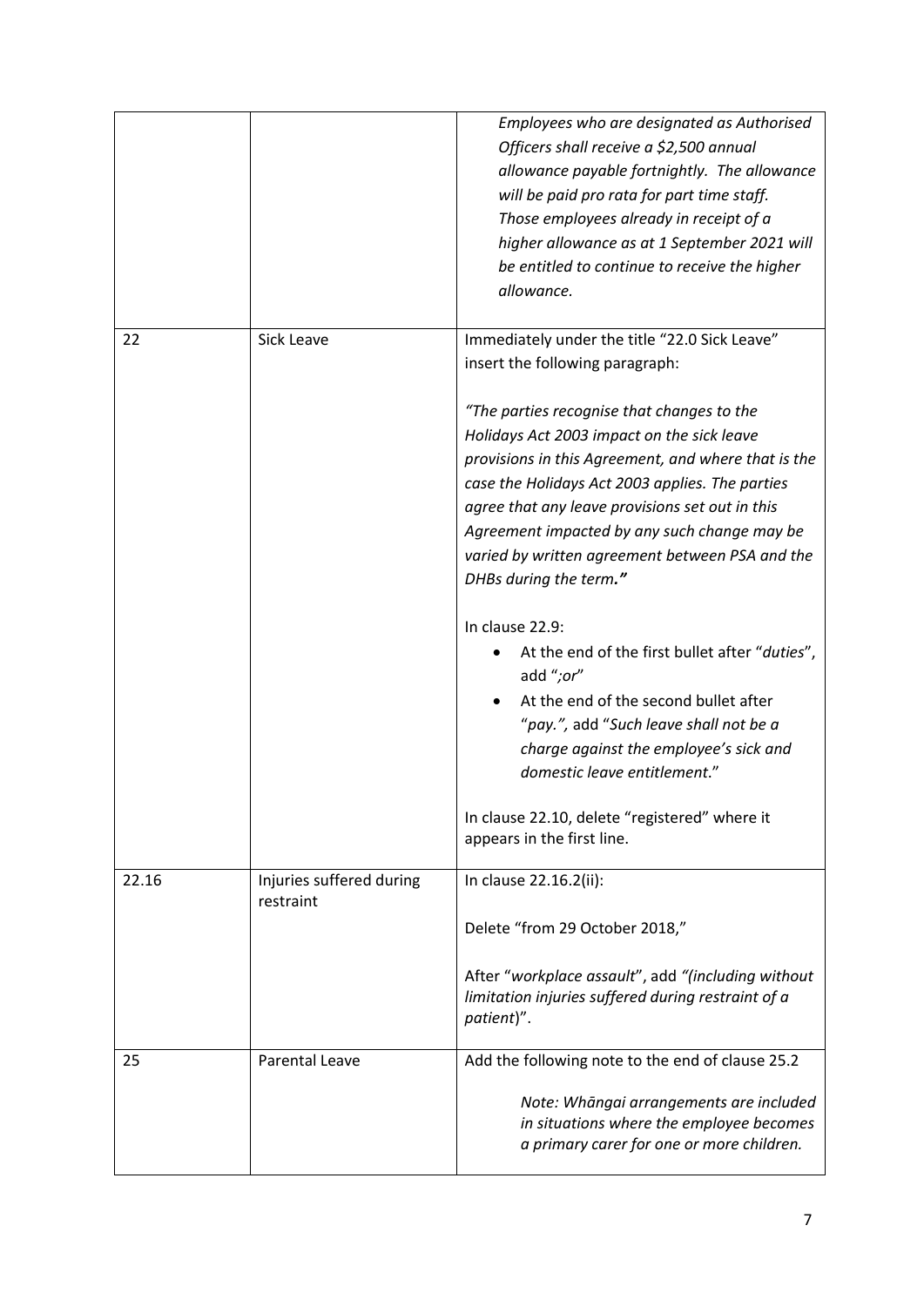| | | |
|---|---|---|
| | | *Employees who are designated as Authorised Officers shall receive a $2,500 annual allowance payable fortnightly. The allowance will be paid pro rata for part time staff. Those employees already in receipt of a higher allowance as at 1 September 2021 will be entitled to continue to receive the higher allowance.* |
| 22 | Sick Leave | Immediately under the title "22.0 Sick Leave" insert the following paragraph:<br><br>*"The parties recognise that changes to the Holidays Act 2003 impact on the sick leave provisions in this Agreement, and where that is the case the Holidays Act 2003 applies. The parties agree that any leave provisions set out in this Agreement impacted by any such change may be varied by written agreement between PSA and the DHBs during the term."*<br><br>In clause 22.9:<br>• At the end of the first bullet after "*duties*", add "*;or*"<br>• At the end of the second bullet after "*pay.",* add "*Such leave shall not be a charge against the employee's sick and domestic leave entitlement*."<br><br>In clause 22.10, delete "registered" where it appears in the first line. |
| 22.16 | Injuries suffered during restraint | In clause 22.16.2(ii):<br><br>Delete "from 29 October 2018,"<br><br>After "*workplace assault*", add *"(including without limitation injuries suffered during restraint of a patient*)". |
| 25 | Parental Leave | Add the following note to the end of clause 25.2<br><br>*Note: Whāngai arrangements are included in situations where the employee becomes a primary carer for one or more children.* |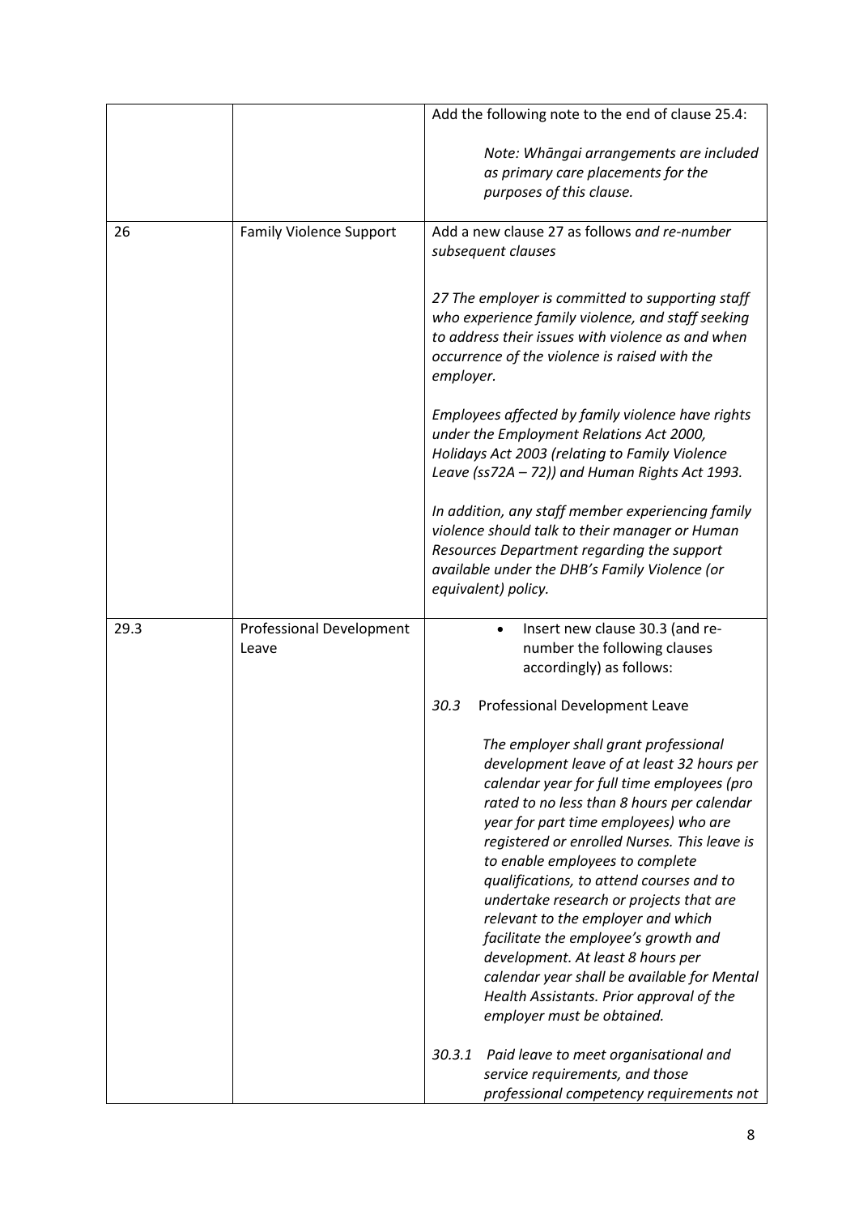| | | |
|---|---|---|
| | | Add the following note to the end of clause 25.4:<br><br>*Note: Whāngai arrangements are included as primary care placements for the purposes of this clause.* |
| 26 | Family Violence Support | Add a new clause 27 as follows *and re-number subsequent clauses*<br><br>*27 The employer is committed to supporting staff who experience family violence, and staff seeking to address their issues with violence as and when occurrence of the violence is raised with the employer.*<br><br>*Employees affected by family violence have rights under the Employment Relations Act 2000, Holidays Act 2003 (relating to Family Violence Leave (ss72A – 72)) and Human Rights Act 1993.*<br><br>*In addition, any staff member experiencing family violence should talk to their manager or Human Resources Department regarding the support available under the DHB's Family Violence (or equivalent) policy.* |
| 29.3 | Professional Development Leave | • Insert new clause 30.3 (and re-number the following clauses accordingly) as follows:<br><br>*30.3* Professional Development Leave<br><br>*The employer shall grant professional development leave of at least 32 hours per calendar year for full time employees (pro rated to no less than 8 hours per calendar year for part time employees) who are registered or enrolled Nurses. This leave is to enable employees to complete qualifications, to attend courses and to undertake research or projects that are relevant to the employer and which facilitate the employee's growth and development. At least 8 hours per calendar year shall be available for Mental Health Assistants. Prior approval of the employer must be obtained.*<br><br>*30.3.1 Paid leave to meet organisational and service requirements, and those professional competency requirements not* |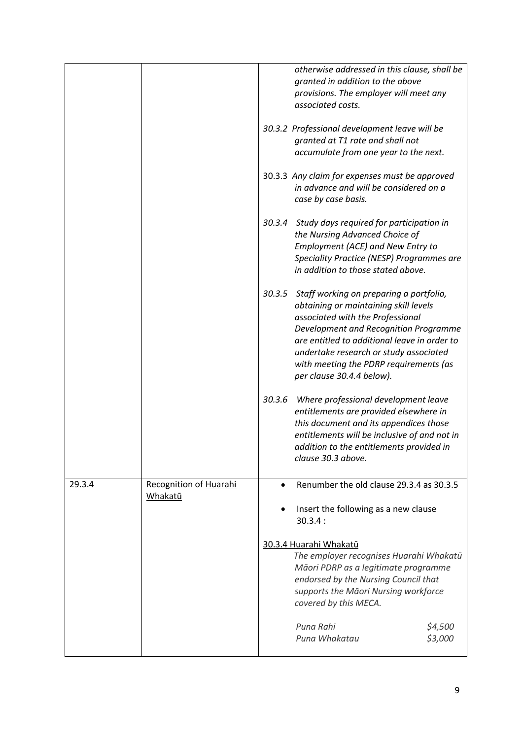| | | |
|---|---|---|
| | | *otherwise addressed in this clause, shall be granted in addition to the above provisions. The employer will meet any associated costs.*<br><br>*30.3.2 Professional development leave will be granted at T1 rate and shall not accumulate from one year to the next.*<br><br>30.3.3 *Any claim for expenses must be approved in advance and will be considered on a case by case basis.*<br><br>*30.3.4 Study days required for participation in the Nursing Advanced Choice of Employment (ACE) and New Entry to Speciality Practice (NESP) Programmes are in addition to those stated above.*<br><br>*30.3.5 Staff working on preparing a portfolio, obtaining or maintaining skill levels associated with the Professional Development and Recognition Programme are entitled to additional leave in order to undertake research or study associated with meeting the PDRP requirements (as per clause 30.4.4 below).*<br><br>*30.3.6 Where professional development leave entitlements are provided elsewhere in this document and its appendices those entitlements will be inclusive of and not in addition to the entitlements provided in clause 30.3 above.* |
| 29.3.4 | Recognition of <u>Huarahi Whakatū</u> | • Renumber the old clause 29.3.4 as 30.3.5<br><br>• Insert the following as a new clause 30.3.4 :<br><br><u>30.3.4 Huarahi Whakatū</u><br>*The employer recognises Huarahi Whakatū Māori PDRP as a legitimate programme endorsed by the Nursing Council that supports the Māori Nursing workforce covered by this MECA.*<br><br>*Puna Rahi $4,500*<br>*Puna Whakatau $3,000* |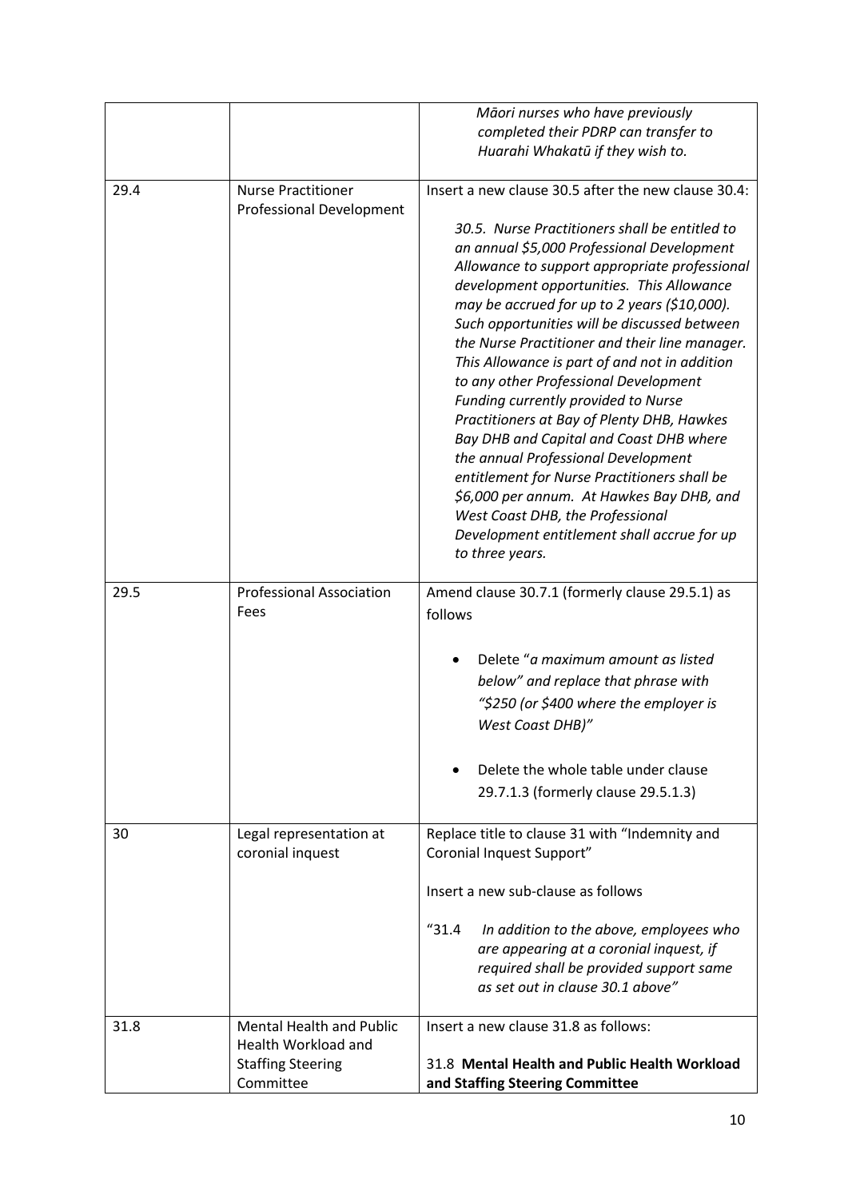| | | |
|---|---|---|
| | | *Māori nurses who have previously completed their PDRP can transfer to Huarahi Whakatū if they wish to.* |
| 29.4 | Nurse Practitioner Professional Development | Insert a new clause 30.5 after the new clause 30.4:<br><br>*30.5. Nurse Practitioners shall be entitled to an annual $5,000 Professional Development Allowance to support appropriate professional development opportunities. This Allowance may be accrued for up to 2 years ($10,000). Such opportunities will be discussed between the Nurse Practitioner and their line manager. This Allowance is part of and not in addition to any other Professional Development Funding currently provided to Nurse Practitioners at Bay of Plenty DHB, Hawkes Bay DHB and Capital and Coast DHB where the annual Professional Development entitlement for Nurse Practitioners shall be $6,000 per annum. At Hawkes Bay DHB, and West Coast DHB, the Professional Development entitlement shall accrue for up to three years.* |
| 29.5 | Professional Association Fees | Amend clause 30.7.1 (formerly clause 29.5.1) as follows<br><br>• Delete "*a maximum amount as listed below" and replace that phrase with "$250 (or $400 where the employer is West Coast DHB)"*<br><br>• Delete the whole table under clause 29.7.1.3 (formerly clause 29.5.1.3) |
| 30 | Legal representation at coronial inquest | Replace title to clause 31 with "Indemnity and Coronial Inquest Support"<br><br>Insert a new sub-clause as follows<br><br>"31.4 *In addition to the above, employees who are appearing at a coronial inquest, if required shall be provided support same as set out in clause 30.1 above"* |
| 31.8 | Mental Health and Public Health Workload and Staffing Steering Committee | Insert a new clause 31.8 as follows:<br><br>31.8 **Mental Health and Public Health Workload and Staffing Steering Committee** |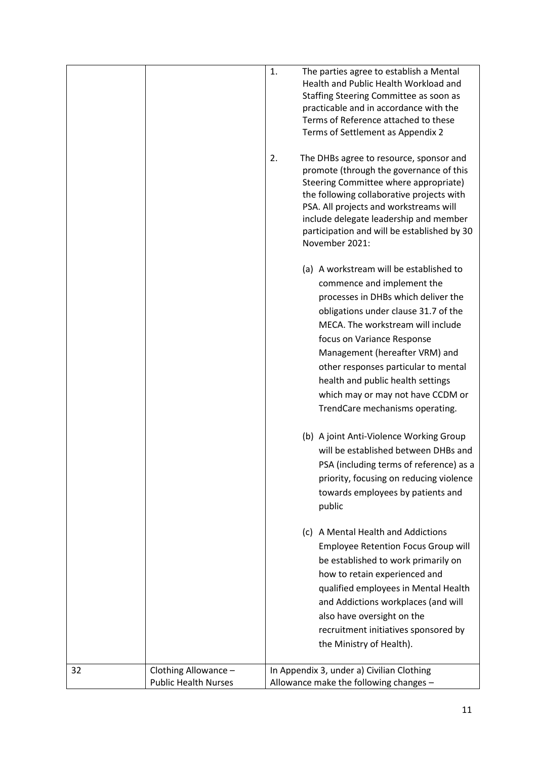| | | |
|---|---|---|
| | | 1. The parties agree to establish a Mental Health and Public Health Workload and Staffing Steering Committee as soon as practicable and in accordance with the Terms of Reference attached to these Terms of Settlement as Appendix 2<br><br>2. The DHBs agree to resource, sponsor and promote (through the governance of this Steering Committee where appropriate) the following collaborative projects with PSA. All projects and workstreams will include delegate leadership and member participation and will be established by 30 November 2021:<br><br>(a) A workstream will be established to commence and implement the processes in DHBs which deliver the obligations under clause 31.7 of the MECA. The workstream will include focus on Variance Response Management (hereafter VRM) and other responses particular to mental health and public health settings which may or may not have CCDM or TrendCare mechanisms operating.<br><br>(b) A joint Anti-Violence Working Group will be established between DHBs and PSA (including terms of reference) as a priority, focusing on reducing violence towards employees by patients and public<br><br>(c) A Mental Health and Addictions Employee Retention Focus Group will be established to work primarily on how to retain experienced and qualified employees in Mental Health and Addictions workplaces (and will also have oversight on the recruitment initiatives sponsored by the Ministry of Health). |
| 32 | Clothing Allowance – Public Health Nurses | In Appendix 3, under a) Civilian Clothing Allowance make the following changes – |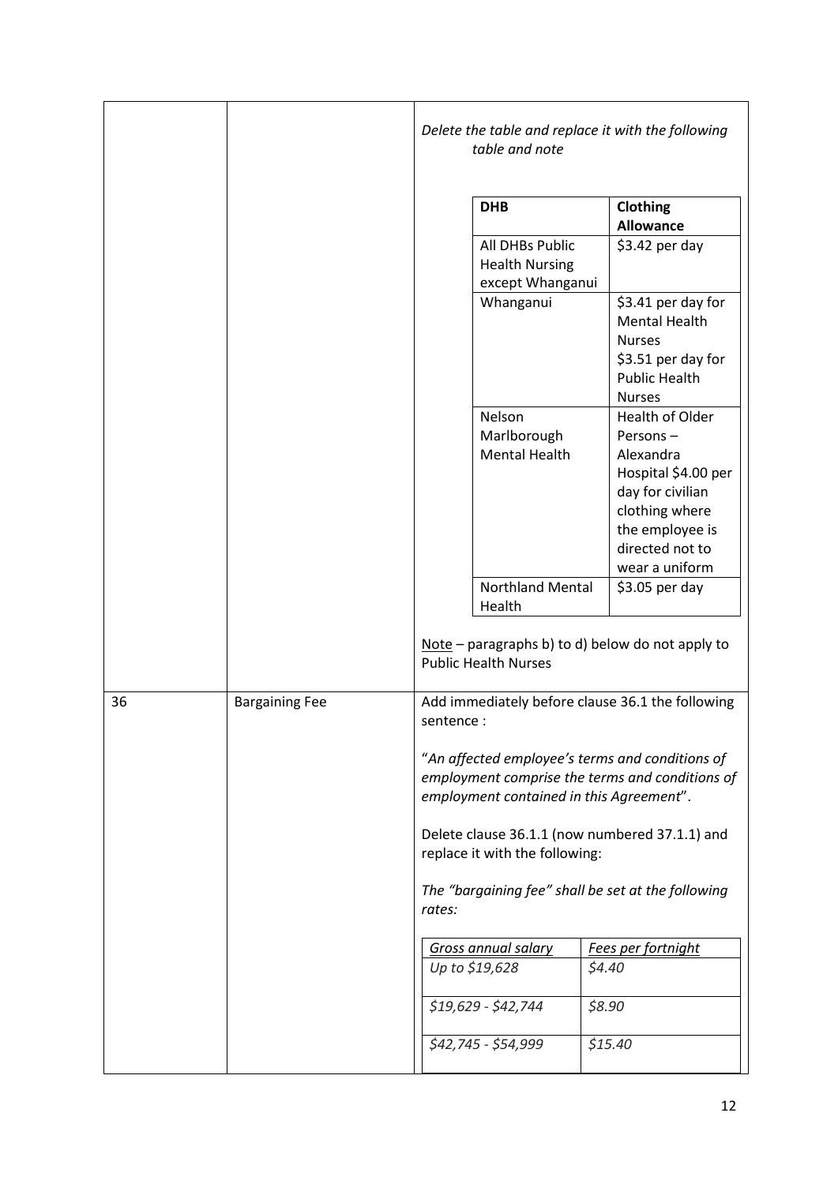| | | |
|---|---|---|
| | | *Delete the table and replace it with the following table and note*<br><br>**DHB** / **Clothing Allowance**:<br>All DHBs Public Health Nursing except Whanganui — $3.42 per day<br>Whanganui — $3.41 per day for Mental Health Nurses; $3.51 per day for Public Health Nurses<br>Nelson Marlborough Mental Health — Health of Older Persons – Alexandra Hospital $4.00 per day for civilian clothing where the employee is directed not to wear a uniform<br>Northland Mental Health — $3.05 per day<br><br>Note – paragraphs b) to d) below do not apply to Public Health Nurses |
| 36 | Bargaining Fee | Add immediately before clause 36.1 the following sentence :<br><br>"*An affected employee's terms and conditions of employment comprise the terms and conditions of employment contained in this Agreement*".<br><br>Delete clause 36.1.1 (now numbered 37.1.1) and replace it with the following:<br><br>*The "bargaining fee" shall be set at the following rates:*<br><br>*Gross annual salary* / *Fees per fortnight*:<br>*Up to $19,628* — *$4.40*<br>*$19,629 - $42,744* — *$8.90*<br>*$42,745 - $54,999* — *$15.40* |

**Clothing allowance table (replacement):**

| DHB | Clothing Allowance |
|---|---|
| All DHBs Public Health Nursing except Whanganui | $3.42 per day |
| Whanganui | $3.41 per day for Mental Health Nurses<br>$3.51 per day for Public Health Nurses |
| Nelson Marlborough Mental Health | Health of Older Persons – Alexandra Hospital $4.00 per day for civilian clothing where the employee is directed not to wear a uniform |
| Northland Mental Health | $3.05 per day |

**Bargaining fee table (replacement):**

| *Gross annual salary* | *Fees per fortnight* |
|---|---|
| *Up to $19,628* | *$4.40* |
| *$19,629 - $42,744* | *$8.90* |
| *$42,745 - $54,999* | *$15.40* |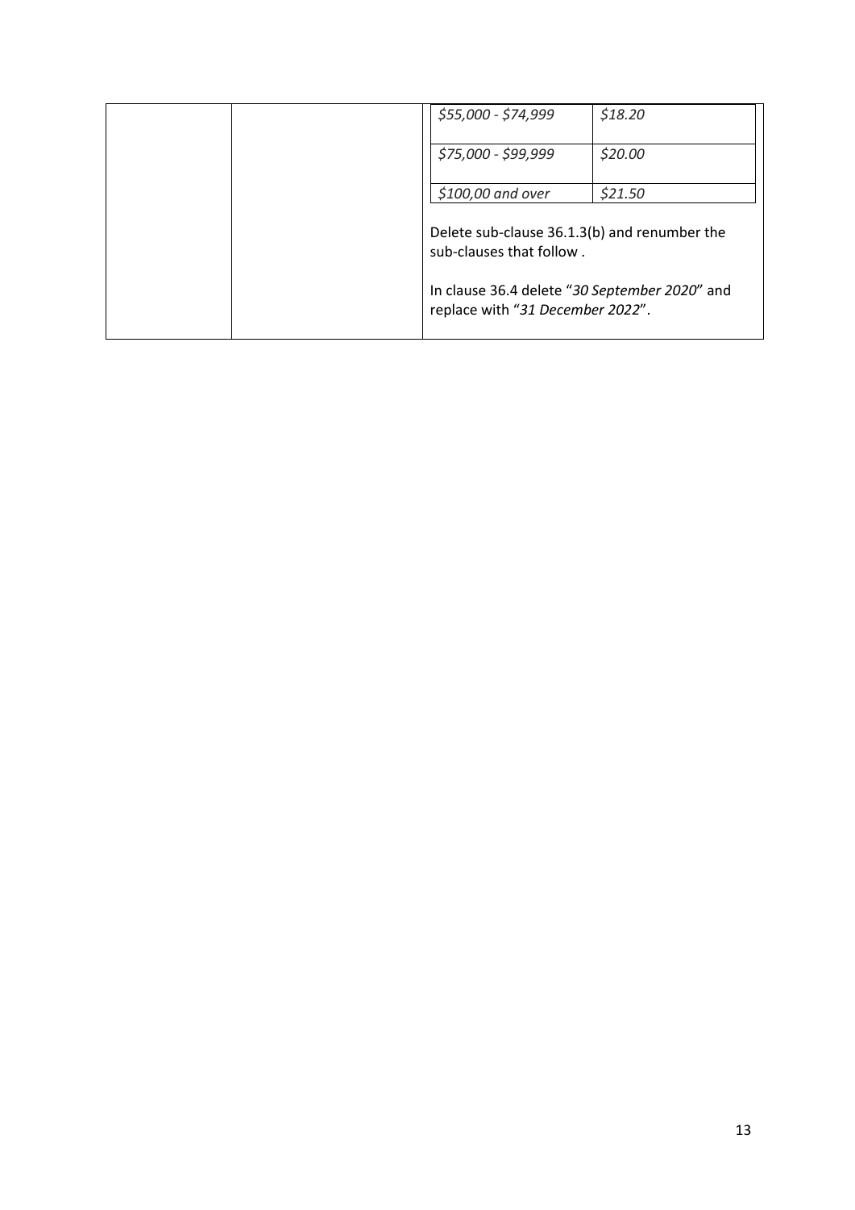| | | | |
|---|---|---|---|
| | | *$55,000 - $74,999* | *$18.20* |
| | | *$75,000 - $99,999* | *$20.00* |
| | | *$100,00 and over* | *$21.50* |
| | | Delete sub-clause 36.1.3(b) and renumber the sub-clauses that follow .<br><br>In clause 36.4 delete "*30 September 2020*" and replace with "*31 December 2022*". | |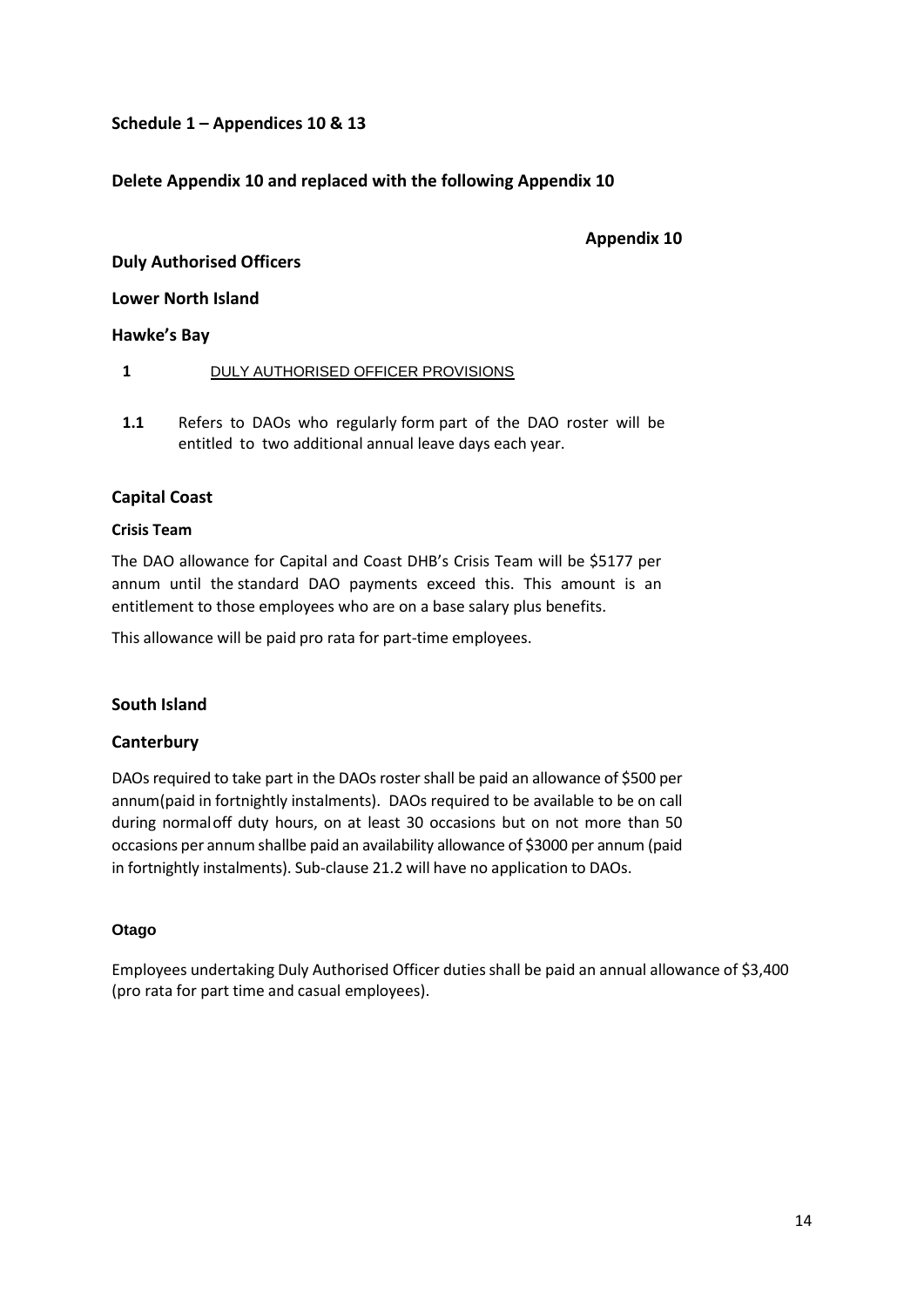## Schedule 1 – Appendices 10 & 13

**Delete Appendix 10 and replaced with the following Appendix 10**

**Appendix 10**

## Duly Authorised Officers

### Lower North Island

### Hawke's Bay

**1** DULY AUTHORISED OFFICER PROVISIONS

**1.1** Refers to DAOs who regularly form part of the DAO roster will be entitled to two additional annual leave days each year.

### Capital Coast

#### Crisis Team

The DAO allowance for Capital and Coast DHB's Crisis Team will be $5177 per annum until the standard DAO payments exceed this. This amount is an entitlement to those employees who are on a base salary plus benefits.

This allowance will be paid pro rata for part-time employees.

### South Island

### Canterbury

DAOs required to take part in the DAOs roster shall be paid an allowance of $500 per annum(paid in fortnightly instalments). DAOs required to be available to be on call during normaloff duty hours, on at least 30 occasions but on not more than 50 occasions per annum shallbe paid an availability allowance of $3000 per annum (paid in fortnightly instalments). Sub-clause 21.2 will have no application to DAOs.

#### Otago

Employees undertaking Duly Authorised Officer duties shall be paid an annual allowance of $3,400 (pro rata for part time and casual employees).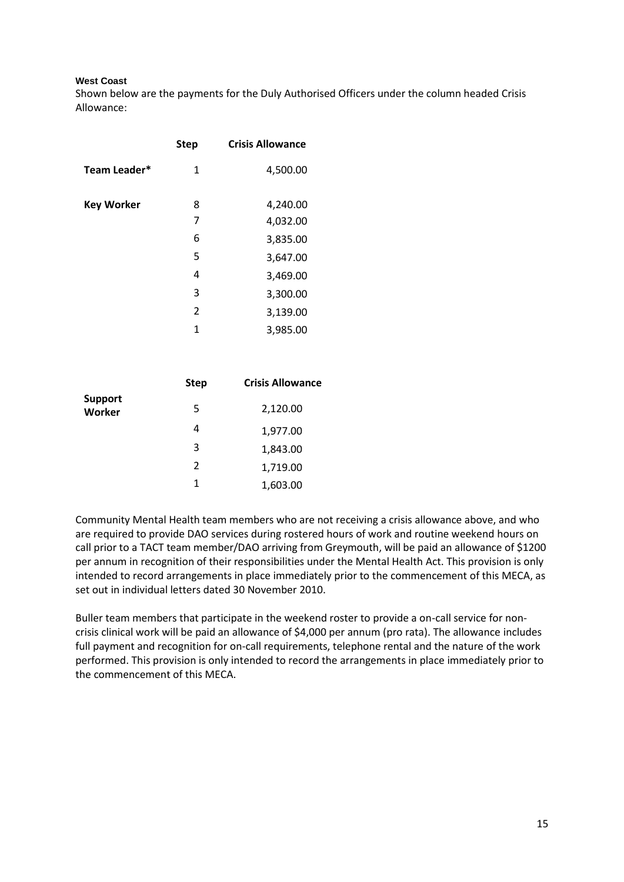**West Coast**

Shown below are the payments for the Duly Authorised Officers under the column headed Crisis Allowance:

| | Step | Crisis Allowance |
|---|---|---|
| **Team Leader*** | 1 | 4,500.00 |
| **Key Worker** | 8 | 4,240.00 |
| | 7 | 4,032.00 |
| | 6 | 3,835.00 |
| | 5 | 3,647.00 |
| | 4 | 3,469.00 |
| | 3 | 3,300.00 |
| | 2 | 3,139.00 |
| | 1 | 3,985.00 |

| | Step | Crisis Allowance |
|---|---|---|
| **Support Worker** | 5 | 2,120.00 |
| | 4 | 1,977.00 |
| | 3 | 1,843.00 |
| | 2 | 1,719.00 |
| | 1 | 1,603.00 |

Community Mental Health team members who are not receiving a crisis allowance above, and who are required to provide DAO services during rostered hours of work and routine weekend hours on call prior to a TACT team member/DAO arriving from Greymouth, will be paid an allowance of $1200 per annum in recognition of their responsibilities under the Mental Health Act. This provision is only intended to record arrangements in place immediately prior to the commencement of this MECA, as set out in individual letters dated 30 November 2010.

Buller team members that participate in the weekend roster to provide a on-call service for non-crisis clinical work will be paid an allowance of $4,000 per annum (pro rata). The allowance includes full payment and recognition for on-call requirements, telephone rental and the nature of the work performed. This provision is only intended to record the arrangements in place immediately prior to the commencement of this MECA.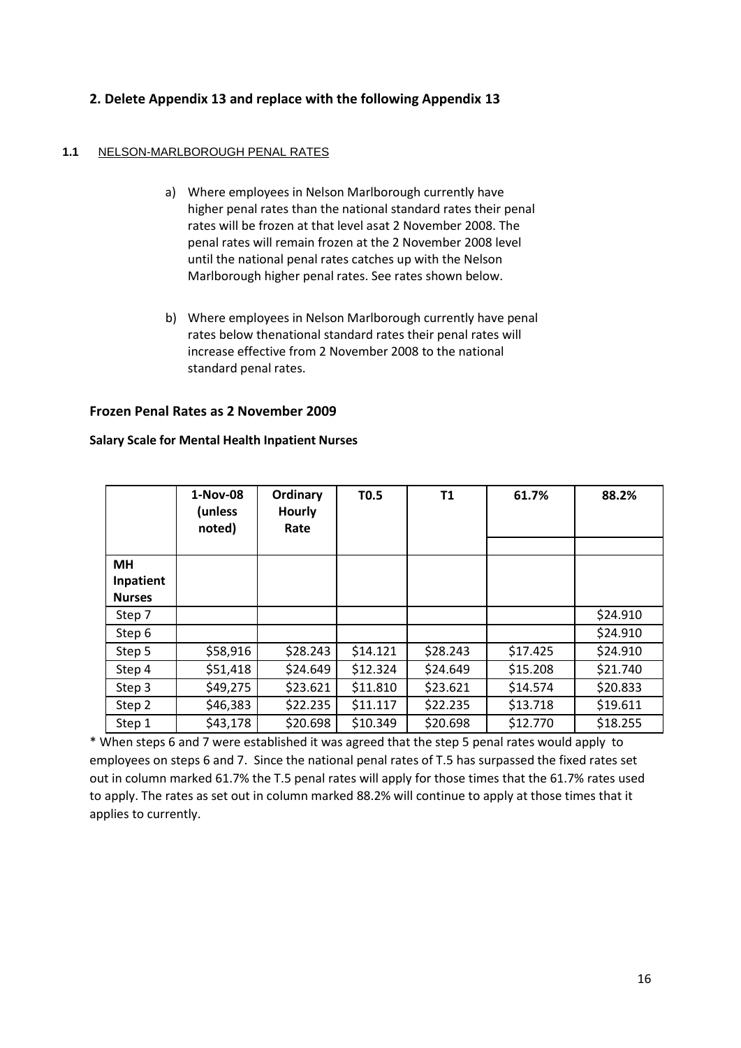## 2. Delete Appendix 13 and replace with the following Appendix 13

### 1.1 NELSON-MARLBOROUGH PENAL RATES

a) Where employees in Nelson Marlborough currently have higher penal rates than the national standard rates their penal rates will be frozen at that level asat 2 November 2008. The penal rates will remain frozen at the 2 November 2008 level until the national penal rates catches up with the Nelson Marlborough higher penal rates. See rates shown below.

b) Where employees in Nelson Marlborough currently have penal rates below thenational standard rates their penal rates will increase effective from 2 November 2008 to the national standard penal rates.

### Frozen Penal Rates as 2 November 2009

**Salary Scale for Mental Health Inpatient Nurses**

| | 1-Nov-08 (unless noted) | Ordinary Hourly Rate | T0.5 | T1 | 61.7% | 88.2% |
|---|---|---|---|---|---|---|
| **MH Inpatient Nurses** | | | | | | |
| Step 7 | | | | | | $24.910 |
| Step 6 | | | | | | $24.910 |
| Step 5 | $58,916 | $28.243 | $14.121 | $28.243 | $17.425 | $24.910 |
| Step 4 | $51,418 | $24.649 | $12.324 | $24.649 | $15.208 | $21.740 |
| Step 3 | $49,275 | $23.621 | $11.810 | $23.621 | $14.574 | $20.833 |
| Step 2 | $46,383 | $22.235 | $11.117 | $22.235 | $13.718 | $19.611 |
| Step 1 | $43,178 | $20.698 | $10.349 | $20.698 | $12.770 | $18.255 |

* When steps 6 and 7 were established it was agreed that the step 5 penal rates would apply to employees on steps 6 and 7. Since the national penal rates of T.5 has surpassed the fixed rates set out in column marked 61.7% the T.5 penal rates will apply for those times that the 61.7% rates used to apply. The rates as set out in column marked 88.2% will continue to apply at those times that it applies to currently.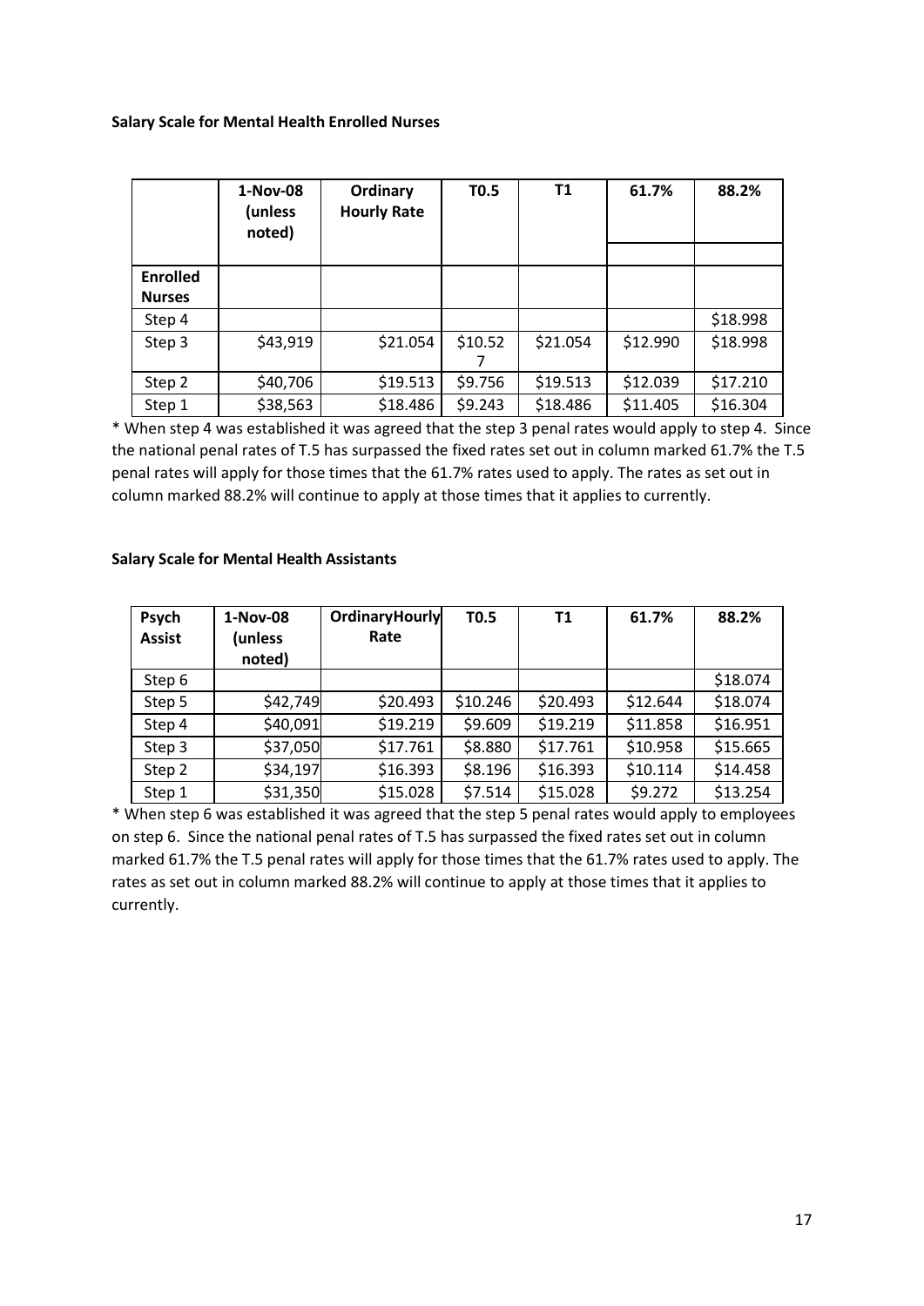**Salary Scale for Mental Health Enrolled Nurses**

| | 1-Nov-08 (unless noted) | Ordinary Hourly Rate | T0.5 | T1 | 61.7% | 88.2% |
|---|---|---|---|---|---|---|
| **Enrolled Nurses** | | | | | | |
| Step 4 | | | | | | $18.998 |
| Step 3 | $43,919 | $21.054 | $10.527 | $21.054 | $12.990 | $18.998 |
| Step 2 | $40,706 | $19.513 | $9.756 | $19.513 | $12.039 | $17.210 |
| Step 1 | $38,563 | $18.486 | $9.243 | $18.486 | $11.405 | $16.304 |

* When step 4 was established it was agreed that the step 3 penal rates would apply to step 4. Since the national penal rates of T.5 has surpassed the fixed rates set out in column marked 61.7% the T.5 penal rates will apply for those times that the 61.7% rates used to apply. The rates as set out in column marked 88.2% will continue to apply at those times that it applies to currently.

**Salary Scale for Mental Health Assistants**

| Psych Assist | 1-Nov-08 (unless noted) | OrdinaryHourly Rate | T0.5 | T1 | 61.7% | 88.2% |
|---|---|---|---|---|---|---|
| Step 6 | | | | | | $18.074 |
| Step 5 | $42,749 | $20.493 | $10.246 | $20.493 | $12.644 | $18.074 |
| Step 4 | $40,091 | $19.219 | $9.609 | $19.219 | $11.858 | $16.951 |
| Step 3 | $37,050 | $17.761 | $8.880 | $17.761 | $10.958 | $15.665 |
| Step 2 | $34,197 | $16.393 | $8.196 | $16.393 | $10.114 | $14.458 |
| Step 1 | $31,350 | $15.028 | $7.514 | $15.028 | $9.272 | $13.254 |

* When step 6 was established it was agreed that the step 5 penal rates would apply to employees on step 6. Since the national penal rates of T.5 has surpassed the fixed rates set out in column marked 61.7% the T.5 penal rates will apply for those times that the 61.7% rates used to apply. The rates as set out in column marked 88.2% will continue to apply at those times that it applies to currently.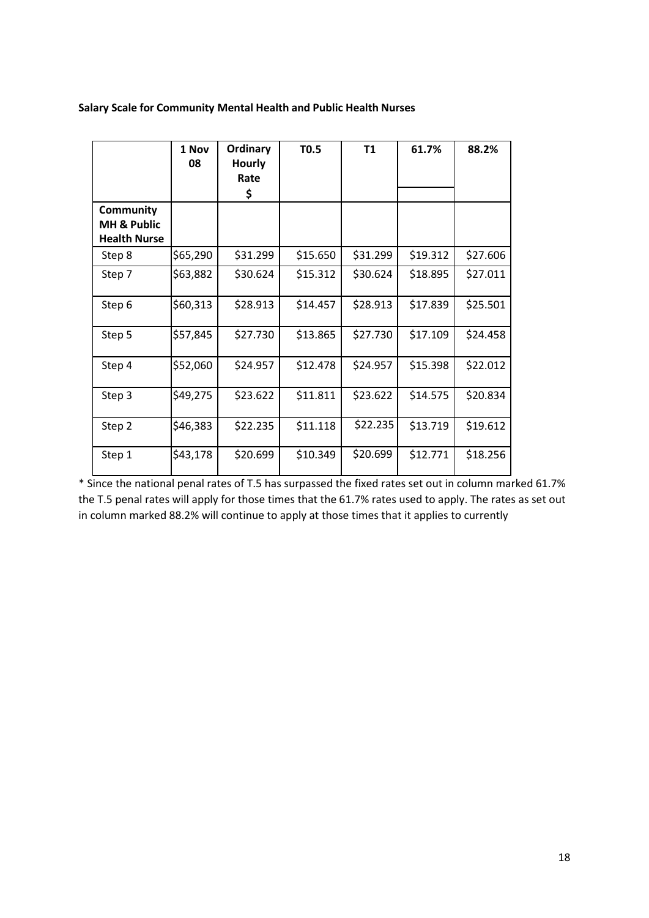**Salary Scale for Community Mental Health and Public Health Nurses**

| | 1 Nov 08 | Ordinary Hourly Rate $ | T0.5 | T1 | 61.7% | 88.2% |
|---|---|---|---|---|---|---|
| **Community MH & Public Health Nurse** | | | | | | |
| Step 8 | $65,290 | $31.299 | $15.650 | $31.299 | $19.312 | $27.606 |
| Step 7 | $63,882 | $30.624 | $15.312 | $30.624 | $18.895 | $27.011 |
| Step 6 | $60,313 | $28.913 | $14.457 | $28.913 | $17.839 | $25.501 |
| Step 5 | $57,845 | $27.730 | $13.865 | $27.730 | $17.109 | $24.458 |
| Step 4 | $52,060 | $24.957 | $12.478 | $24.957 | $15.398 | $22.012 |
| Step 3 | $49,275 | $23.622 | $11.811 | $23.622 | $14.575 | $20.834 |
| Step 2 | $46,383 | $22.235 | $11.118 | $22.235 | $13.719 | $19.612 |
| Step 1 | $43,178 | $20.699 | $10.349 | $20.699 | $12.771 | $18.256 |

* Since the national penal rates of T.5 has surpassed the fixed rates set out in column marked 61.7% the T.5 penal rates will apply for those times that the 61.7% rates used to apply. The rates as set out in column marked 88.2% will continue to apply at those times that it applies to currently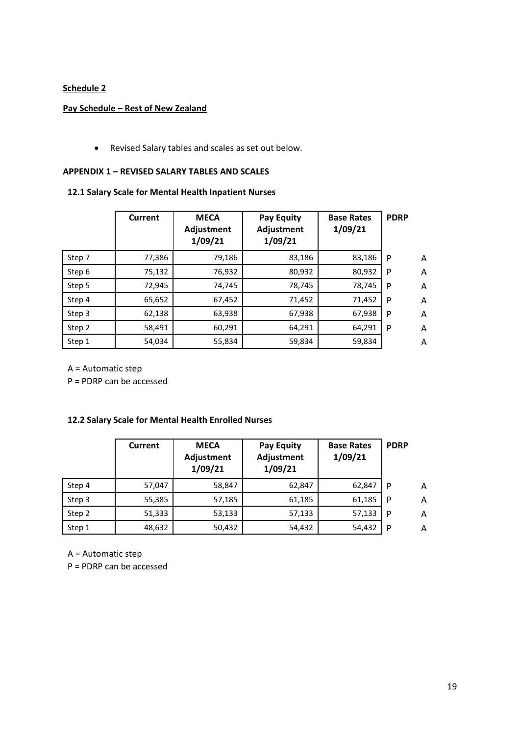**Schedule 2**

**Pay Schedule – Rest of New Zealand**

- Revised Salary tables and scales as set out below.

**APPENDIX 1 – REVISED SALARY TABLES AND SCALES**

**12.1 Salary Scale for Mental Health Inpatient Nurses**

| | Current | MECA Adjustment 1/09/21 | Pay Equity Adjustment 1/09/21 | Base Rates 1/09/21 | PDRP | |
|---|---|---|---|---|---|---|
| Step 7 | 77,386 | 79,186 | 83,186 | 83,186 | P | A |
| Step 6 | 75,132 | 76,932 | 80,932 | 80,932 | P | A |
| Step 5 | 72,945 | 74,745 | 78,745 | 78,745 | P | A |
| Step 4 | 65,652 | 67,452 | 71,452 | 71,452 | P | A |
| Step 3 | 62,138 | 63,938 | 67,938 | 67,938 | P | A |
| Step 2 | 58,491 | 60,291 | 64,291 | 64,291 | P | A |
| Step 1 | 54,034 | 55,834 | 59,834 | 59,834 | | A |

A = Automatic step  
P = PDRP can be accessed

**12.2 Salary Scale for Mental Health Enrolled Nurses**

| | Current | MECA Adjustment 1/09/21 | Pay Equity Adjustment 1/09/21 | Base Rates 1/09/21 | PDRP | |
|---|---|---|---|---|---|---|
| Step 4 | 57,047 | 58,847 | 62,847 | 62,847 | P | A |
| Step 3 | 55,385 | 57,185 | 61,185 | 61,185 | P | A |
| Step 2 | 51,333 | 53,133 | 57,133 | 57,133 | P | A |
| Step 1 | 48,632 | 50,432 | 54,432 | 54,432 | P | A |

A = Automatic step  
P = PDRP can be accessed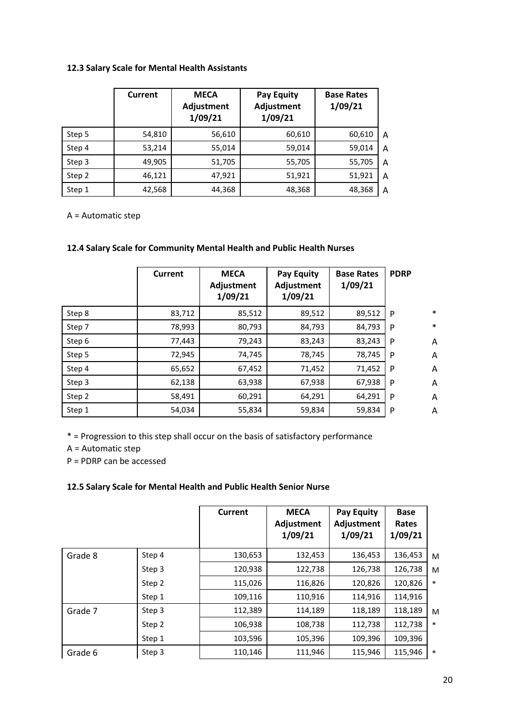### 12.3 Salary Scale for Mental Health Assistants

| | Current | MECA Adjustment 1/09/21 | Pay Equity Adjustment 1/09/21 | Base Rates 1/09/21 | |
|---|---|---|---|---|---|
| Step 5 | 54,810 | 56,610 | 60,610 | 60,610 | A |
| Step 4 | 53,214 | 55,014 | 59,014 | 59,014 | A |
| Step 3 | 49,905 | 51,705 | 55,705 | 55,705 | A |
| Step 2 | 46,121 | 47,921 | 51,921 | 51,921 | A |
| Step 1 | 42,568 | 44,368 | 48,368 | 48,368 | A |

A = Automatic step

### 12.4 Salary Scale for Community Mental Health and Public Health Nurses

| | Current | MECA Adjustment 1/09/21 | Pay Equity Adjustment 1/09/21 | Base Rates 1/09/21 | PDRP | |
|---|---|---|---|---|---|---|
| Step 8 | 83,712 | 85,512 | 89,512 | 89,512 | P | * |
| Step 7 | 78,993 | 80,793 | 84,793 | 84,793 | P | * |
| Step 6 | 77,443 | 79,243 | 83,243 | 83,243 | P | A |
| Step 5 | 72,945 | 74,745 | 78,745 | 78,745 | P | A |
| Step 4 | 65,652 | 67,452 | 71,452 | 71,452 | P | A |
| Step 3 | 62,138 | 63,938 | 67,938 | 67,938 | P | A |
| Step 2 | 58,491 | 60,291 | 64,291 | 64,291 | P | A |
| Step 1 | 54,034 | 55,834 | 59,834 | 59,834 | P | A |

* = Progression to this step shall occur on the basis of satisfactory performance

A = Automatic step

P = PDRP can be accessed

### 12.5 Salary Scale for Mental Health and Public Health Senior Nurse

| | | Current | MECA Adjustment 1/09/21 | Pay Equity Adjustment 1/09/21 | Base Rates 1/09/21 | |
|---|---|---|---|---|---|---|
| Grade 8 | Step 4 | 130,653 | 132,453 | 136,453 | 136,453 | M |
| | Step 3 | 120,938 | 122,738 | 126,738 | 126,738 | M |
| | Step 2 | 115,026 | 116,826 | 120,826 | 120,826 | * |
| | Step 1 | 109,116 | 110,916 | 114,916 | 114,916 | |
| Grade 7 | Step 3 | 112,389 | 114,189 | 118,189 | 118,189 | M |
| | Step 2 | 106,938 | 108,738 | 112,738 | 112,738 | * |
| | Step 1 | 103,596 | 105,396 | 109,396 | 109,396 | |
| Grade 6 | Step 3 | 110,146 | 111,946 | 115,946 | 115,946 | * |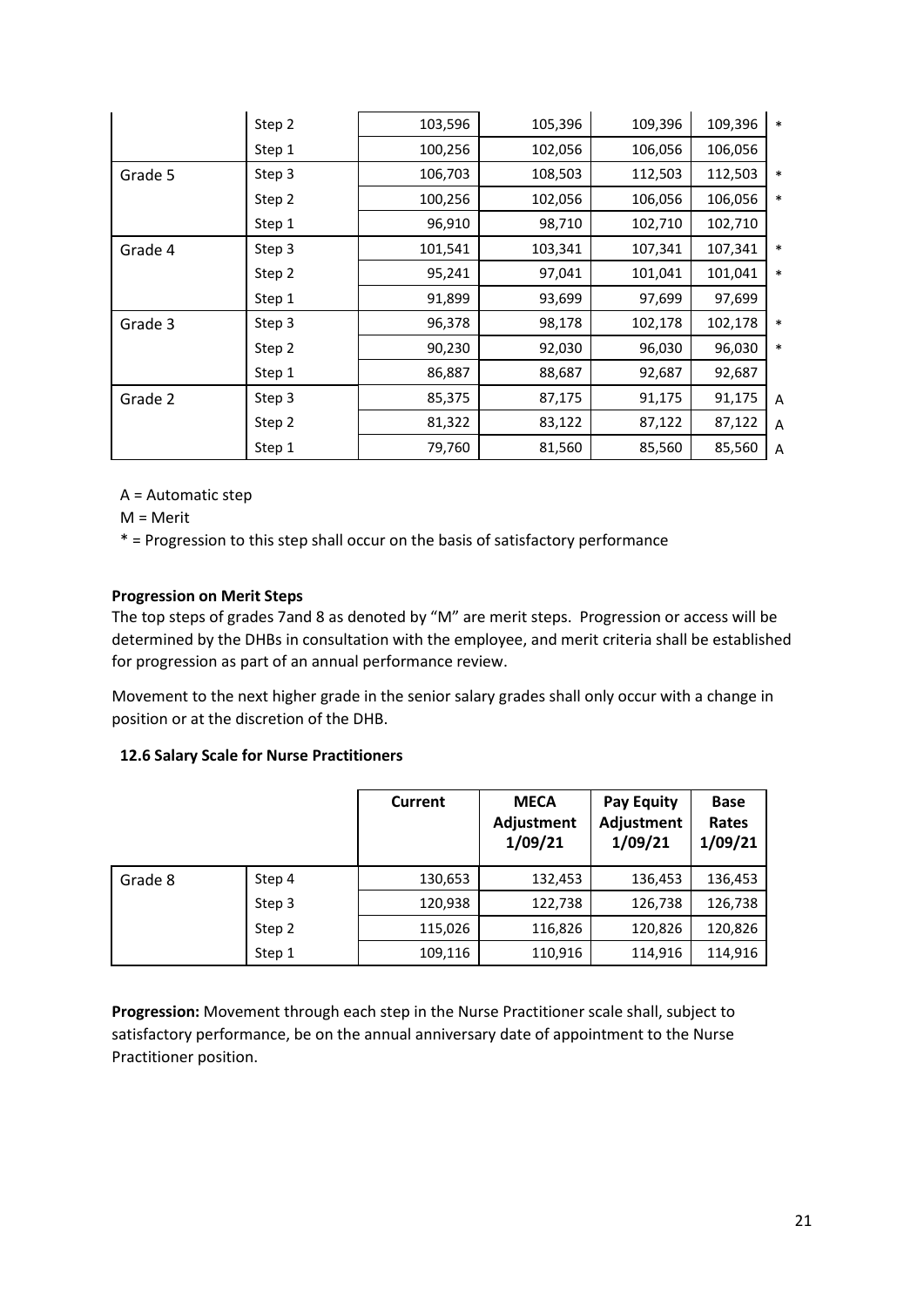| | | | | | | |
|---|---|---|---|---|---|---|
| | Step 2 | 103,596 | 105,396 | 109,396 | 109,396 | * |
| | Step 1 | 100,256 | 102,056 | 106,056 | 106,056 | |
| Grade 5 | Step 3 | 106,703 | 108,503 | 112,503 | 112,503 | * |
| | Step 2 | 100,256 | 102,056 | 106,056 | 106,056 | * |
| | Step 1 | 96,910 | 98,710 | 102,710 | 102,710 | |
| Grade 4 | Step 3 | 101,541 | 103,341 | 107,341 | 107,341 | * |
| | Step 2 | 95,241 | 97,041 | 101,041 | 101,041 | * |
| | Step 1 | 91,899 | 93,699 | 97,699 | 97,699 | |
| Grade 3 | Step 3 | 96,378 | 98,178 | 102,178 | 102,178 | * |
| | Step 2 | 90,230 | 92,030 | 96,030 | 96,030 | * |
| | Step 1 | 86,887 | 88,687 | 92,687 | 92,687 | |
| Grade 2 | Step 3 | 85,375 | 87,175 | 91,175 | 91,175 | A |
| | Step 2 | 81,322 | 83,122 | 87,122 | 87,122 | A |
| | Step 1 | 79,760 | 81,560 | 85,560 | 85,560 | A |

A = Automatic step

M = Merit

* = Progression to this step shall occur on the basis of satisfactory performance

**Progression on Merit Steps**

The top steps of grades 7and 8 as denoted by "M" are merit steps. Progression or access will be determined by the DHBs in consultation with the employee, and merit criteria shall be established for progression as part of an annual performance review.

Movement to the next higher grade in the senior salary grades shall only occur with a change in position or at the discretion of the DHB.

**12.6 Salary Scale for Nurse Practitioners**

| | | Current | MECA Adjustment 1/09/21 | Pay Equity Adjustment 1/09/21 | Base Rates 1/09/21 |
|---|---|---|---|---|---|
| Grade 8 | Step 4 | 130,653 | 132,453 | 136,453 | 136,453 |
| | Step 3 | 120,938 | 122,738 | 126,738 | 126,738 |
| | Step 2 | 115,026 | 116,826 | 120,826 | 120,826 |
| | Step 1 | 109,116 | 110,916 | 114,916 | 114,916 |

**Progression:** Movement through each step in the Nurse Practitioner scale shall, subject to satisfactory performance, be on the annual anniversary date of appointment to the Nurse Practitioner position.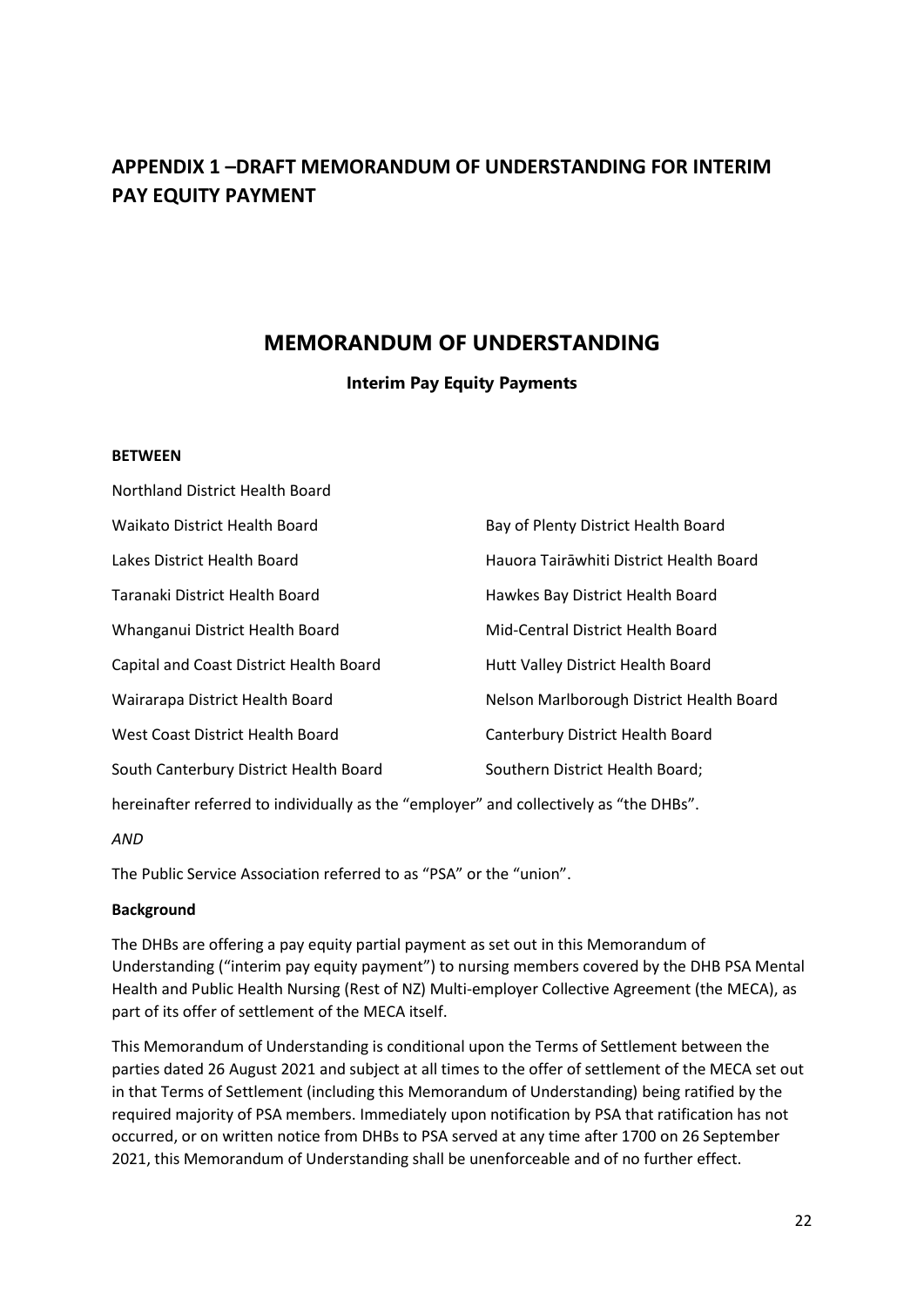## APPENDIX 1 –DRAFT MEMORANDUM OF UNDERSTANDING FOR INTERIM PAY EQUITY PAYMENT

# MEMORANDUM OF UNDERSTANDING

**Interim Pay Equity Payments**

**BETWEEN**

Northland District Health Board

Waikato District Health Board

Bay of Plenty District Health Board

Lakes District Health Board

Hauora Tairāwhiti District Health Board

Taranaki District Health Board

Hawkes Bay District Health Board

Whanganui District Health Board

Mid-Central District Health Board

Capital and Coast District Health Board

Hutt Valley District Health Board

Wairarapa District Health Board

Nelson Marlborough District Health Board

West Coast District Health Board

Canterbury District Health Board

South Canterbury District Health Board

Southern District Health Board;

hereinafter referred to individually as the "employer" and collectively as "the DHBs".

*AND*

The Public Service Association referred to as "PSA" or the "union".

**Background**

The DHBs are offering a pay equity partial payment as set out in this Memorandum of Understanding ("interim pay equity payment") to nursing members covered by the DHB PSA Mental Health and Public Health Nursing (Rest of NZ) Multi-employer Collective Agreement (the MECA), as part of its offer of settlement of the MECA itself.

This Memorandum of Understanding is conditional upon the Terms of Settlement between the parties dated 26 August 2021 and subject at all times to the offer of settlement of the MECA set out in that Terms of Settlement (including this Memorandum of Understanding) being ratified by the required majority of PSA members. Immediately upon notification by PSA that ratification has not occurred, or on written notice from DHBs to PSA served at any time after 1700 on 26 September 2021, this Memorandum of Understanding shall be unenforceable and of no further effect.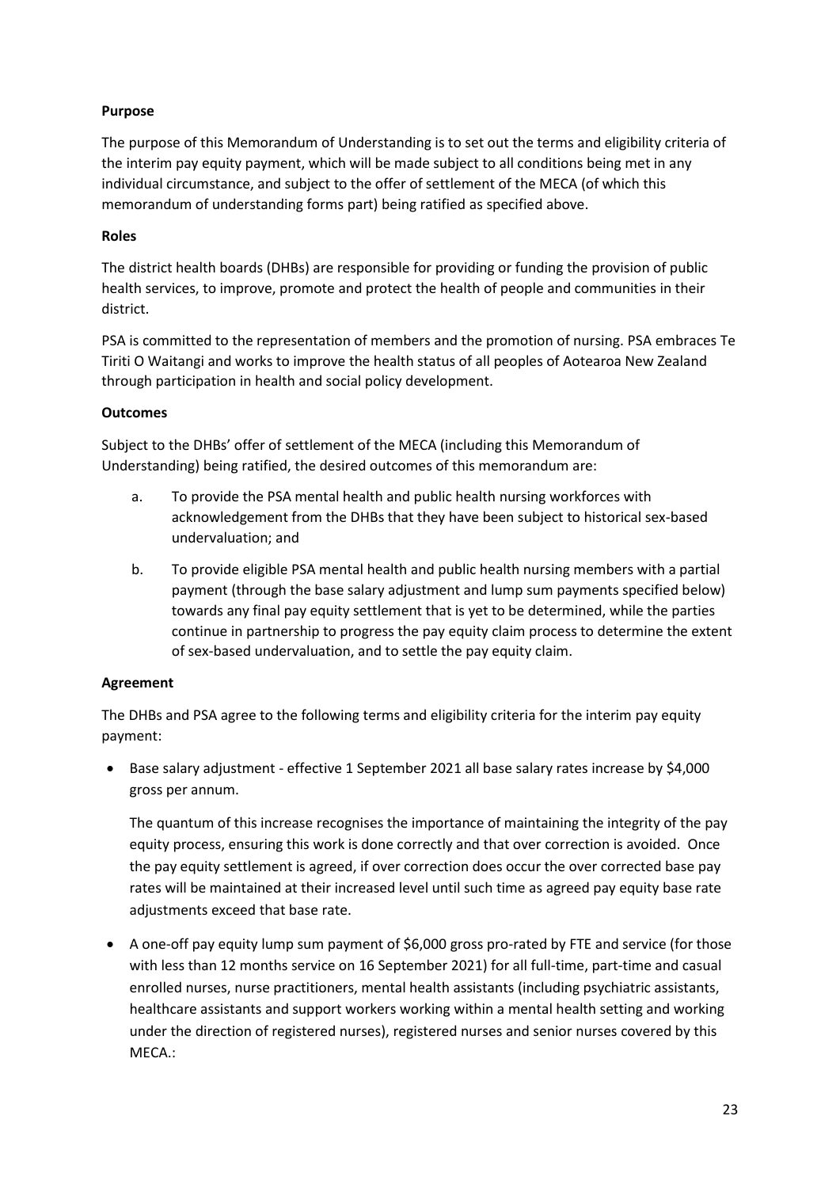**Purpose**

The purpose of this Memorandum of Understanding is to set out the terms and eligibility criteria of the interim pay equity payment, which will be made subject to all conditions being met in any individual circumstance, and subject to the offer of settlement of the MECA (of which this memorandum of understanding forms part) being ratified as specified above.

**Roles**

The district health boards (DHBs) are responsible for providing or funding the provision of public health services, to improve, promote and protect the health of people and communities in their district.

PSA is committed to the representation of members and the promotion of nursing. PSA embraces Te Tiriti O Waitangi and works to improve the health status of all peoples of Aotearoa New Zealand through participation in health and social policy development.

**Outcomes**

Subject to the DHBs' offer of settlement of the MECA (including this Memorandum of Understanding) being ratified, the desired outcomes of this memorandum are:

a. To provide the PSA mental health and public health nursing workforces with acknowledgement from the DHBs that they have been subject to historical sex-based undervaluation; and

b. To provide eligible PSA mental health and public health nursing members with a partial payment (through the base salary adjustment and lump sum payments specified below) towards any final pay equity settlement that is yet to be determined, while the parties continue in partnership to progress the pay equity claim process to determine the extent of sex-based undervaluation, and to settle the pay equity claim.

**Agreement**

The DHBs and PSA agree to the following terms and eligibility criteria for the interim pay equity payment:

- Base salary adjustment - effective 1 September 2021 all base salary rates increase by $4,000 gross per annum.

  The quantum of this increase recognises the importance of maintaining the integrity of the pay equity process, ensuring this work is done correctly and that over correction is avoided. Once the pay equity settlement is agreed, if over correction does occur the over corrected base pay rates will be maintained at their increased level until such time as agreed pay equity base rate adjustments exceed that base rate.

- A one-off pay equity lump sum payment of $6,000 gross pro-rated by FTE and service (for those with less than 12 months service on 16 September 2021) for all full-time, part-time and casual enrolled nurses, nurse practitioners, mental health assistants (including psychiatric assistants, healthcare assistants and support workers working within a mental health setting and working under the direction of registered nurses), registered nurses and senior nurses covered by this MECA.: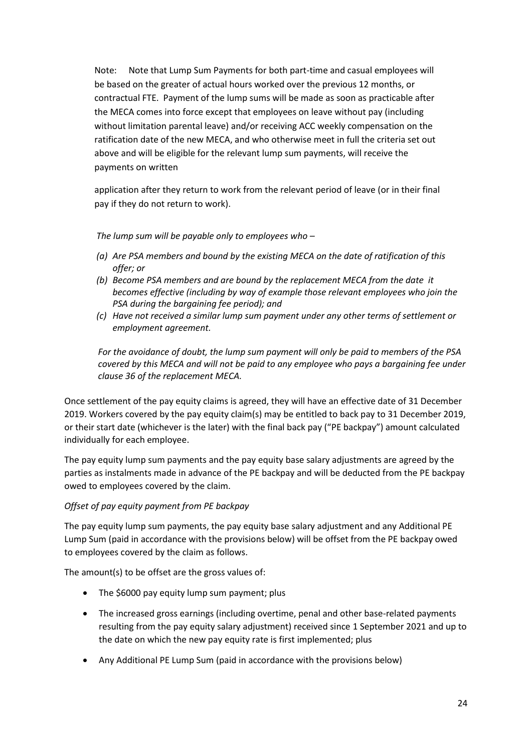Note: Note that Lump Sum Payments for both part-time and casual employees will be based on the greater of actual hours worked over the previous 12 months, or contractual FTE. Payment of the lump sums will be made as soon as practicable after the MECA comes into force except that employees on leave without pay (including without limitation parental leave) and/or receiving ACC weekly compensation on the ratification date of the new MECA, and who otherwise meet in full the criteria set out above and will be eligible for the relevant lump sum payments, will receive the payments on written

application after they return to work from the relevant period of leave (or in their final pay if they do not return to work).

*The lump sum will be payable only to employees who –*

*(a) Are PSA members and bound by the existing MECA on the date of ratification of this offer; or*

*(b) Become PSA members and are bound by the replacement MECA from the date it becomes effective (including by way of example those relevant employees who join the PSA during the bargaining fee period); and*

*(c) Have not received a similar lump sum payment under any other terms of settlement or employment agreement.*

*For the avoidance of doubt, the lump sum payment will only be paid to members of the PSA covered by this MECA and will not be paid to any employee who pays a bargaining fee under clause 36 of the replacement MECA.*

Once settlement of the pay equity claims is agreed, they will have an effective date of 31 December 2019. Workers covered by the pay equity claim(s) may be entitled to back pay to 31 December 2019, or their start date (whichever is the later) with the final back pay ("PE backpay") amount calculated individually for each employee.

The pay equity lump sum payments and the pay equity base salary adjustments are agreed by the parties as instalments made in advance of the PE backpay and will be deducted from the PE backpay owed to employees covered by the claim.

*Offset of pay equity payment from PE backpay*

The pay equity lump sum payments, the pay equity base salary adjustment and any Additional PE Lump Sum (paid in accordance with the provisions below) will be offset from the PE backpay owed to employees covered by the claim as follows.

The amount(s) to be offset are the gross values of:

- The $6000 pay equity lump sum payment; plus
- The increased gross earnings (including overtime, penal and other base-related payments resulting from the pay equity salary adjustment) received since 1 September 2021 and up to the date on which the new pay equity rate is first implemented; plus
- Any Additional PE Lump Sum (paid in accordance with the provisions below)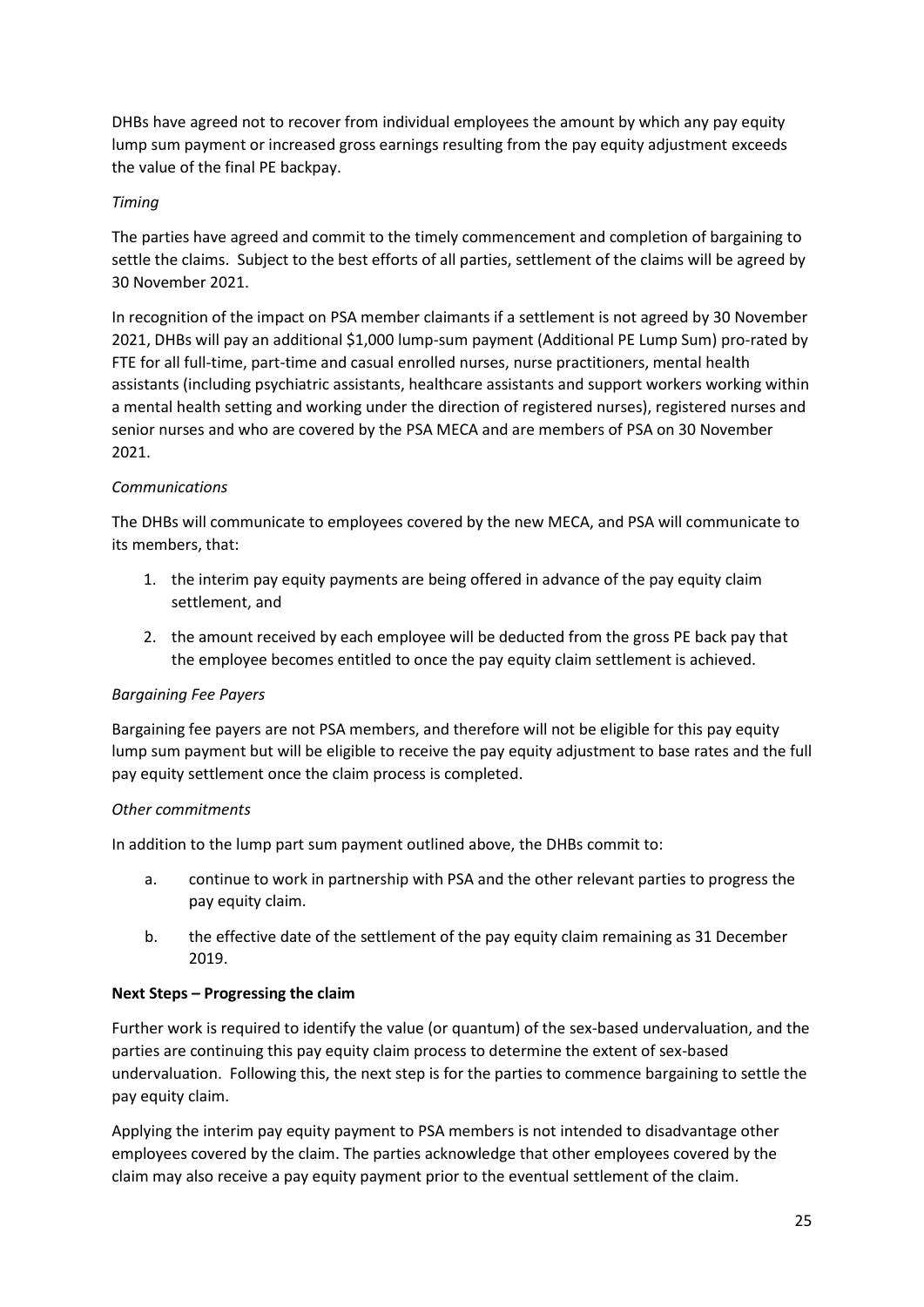DHBs have agreed not to recover from individual employees the amount by which any pay equity lump sum payment or increased gross earnings resulting from the pay equity adjustment exceeds the value of the final PE backpay.

*Timing*

The parties have agreed and commit to the timely commencement and completion of bargaining to settle the claims. Subject to the best efforts of all parties, settlement of the claims will be agreed by 30 November 2021.

In recognition of the impact on PSA member claimants if a settlement is not agreed by 30 November 2021, DHBs will pay an additional $1,000 lump-sum payment (Additional PE Lump Sum) pro-rated by FTE for all full-time, part-time and casual enrolled nurses, nurse practitioners, mental health assistants (including psychiatric assistants, healthcare assistants and support workers working within a mental health setting and working under the direction of registered nurses), registered nurses and senior nurses and who are covered by the PSA MECA and are members of PSA on 30 November 2021.

*Communications*

The DHBs will communicate to employees covered by the new MECA, and PSA will communicate to its members, that:

1. the interim pay equity payments are being offered in advance of the pay equity claim settlement, and
2. the amount received by each employee will be deducted from the gross PE back pay that the employee becomes entitled to once the pay equity claim settlement is achieved.

*Bargaining Fee Payers*

Bargaining fee payers are not PSA members, and therefore will not be eligible for this pay equity lump sum payment but will be eligible to receive the pay equity adjustment to base rates and the full pay equity settlement once the claim process is completed.

*Other commitments*

In addition to the lump part sum payment outlined above, the DHBs commit to:

a. continue to work in partnership with PSA and the other relevant parties to progress the pay equity claim.

b. the effective date of the settlement of the pay equity claim remaining as 31 December 2019.

**Next Steps – Progressing the claim**

Further work is required to identify the value (or quantum) of the sex-based undervaluation, and the parties are continuing this pay equity claim process to determine the extent of sex-based undervaluation. Following this, the next step is for the parties to commence bargaining to settle the pay equity claim.

Applying the interim pay equity payment to PSA members is not intended to disadvantage other employees covered by the claim. The parties acknowledge that other employees covered by the claim may also receive a pay equity payment prior to the eventual settlement of the claim.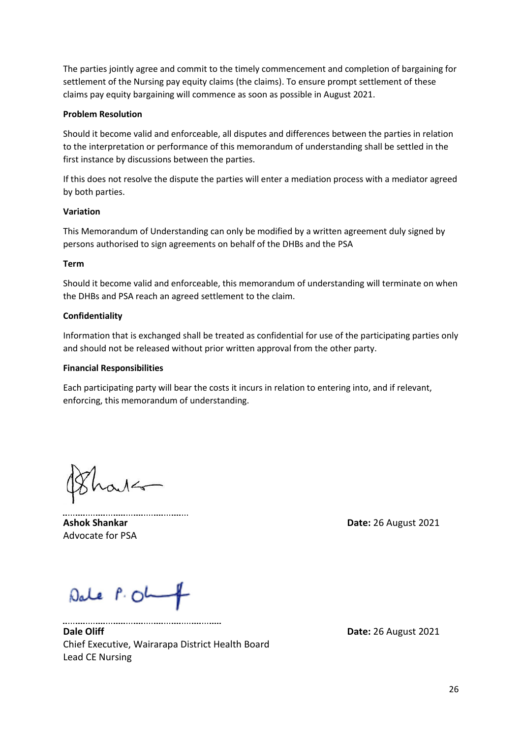The parties jointly agree and commit to the timely commencement and completion of bargaining for settlement of the Nursing pay equity claims (the claims). To ensure prompt settlement of these claims pay equity bargaining will commence as soon as possible in August 2021.

**Problem Resolution**

Should it become valid and enforceable, all disputes and differences between the parties in relation to the interpretation or performance of this memorandum of understanding shall be settled in the first instance by discussions between the parties.

If this does not resolve the dispute the parties will enter a mediation process with a mediator agreed by both parties.

**Variation**

This Memorandum of Understanding can only be modified by a written agreement duly signed by persons authorised to sign agreements on behalf of the DHBs and the PSA

**Term**

Should it become valid and enforceable, this memorandum of understanding will terminate on when the DHBs and PSA reach an agreed settlement to the claim.

**Confidentiality**

Information that is exchanged shall be treated as confidential for use of the participating parties only and should not be released without prior written approval from the other party.

**Financial Responsibilities**

Each participating party will bear the costs it incurs in relation to entering into, and if relevant, enforcing, this memorandum of understanding.

..................................................

**Ashok Shankar**
Advocate for PSA

**Date:** 26 August 2021

..................................................

**Dale Oliff**
Chief Executive, Wairarapa District Health Board
Lead CE Nursing

**Date:** 26 August 2021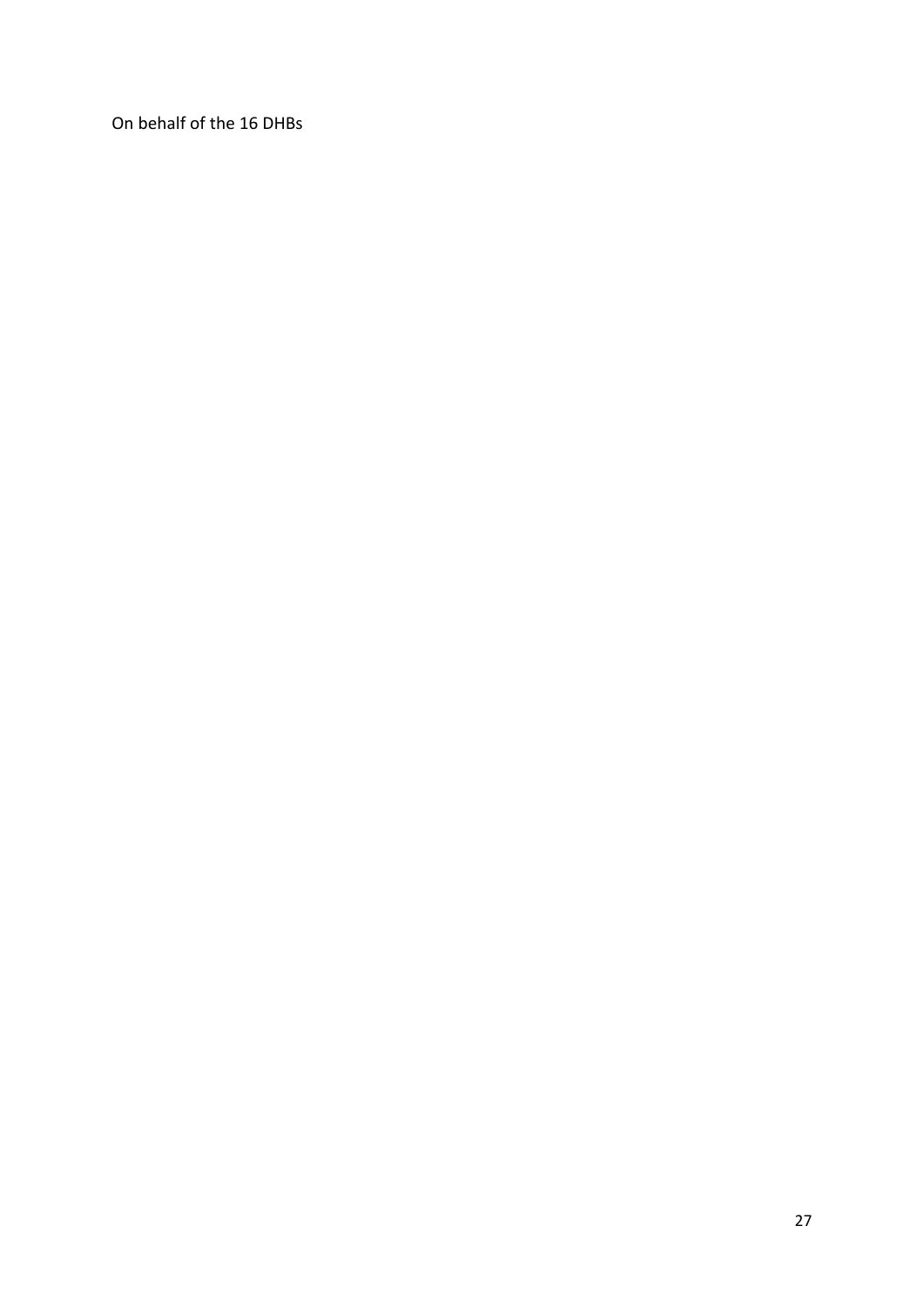On behalf of the 16 DHBs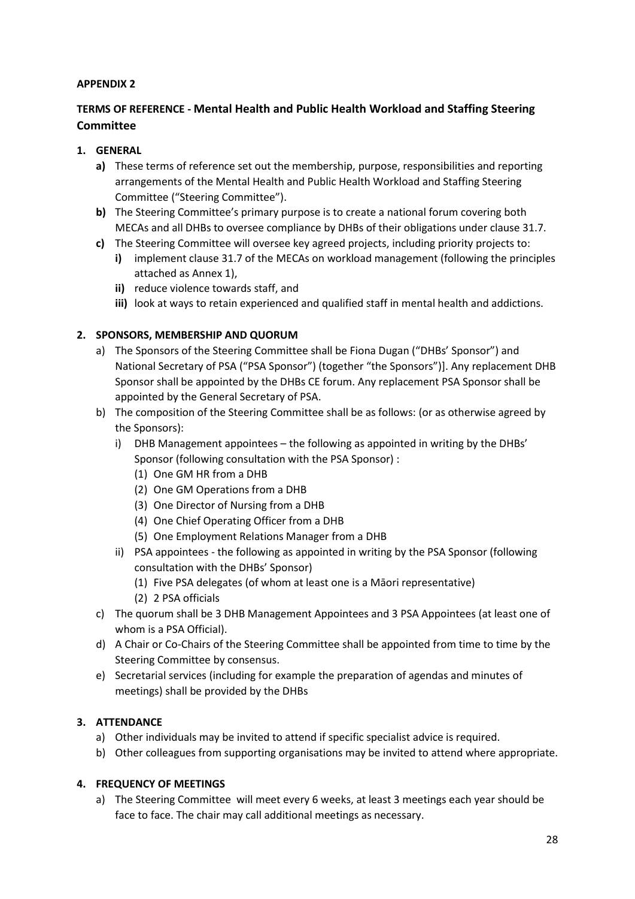**APPENDIX 2**

## TERMS OF REFERENCE - Mental Health and Public Health Workload and Staffing Steering Committee

### 1. GENERAL

**a)** These terms of reference set out the membership, purpose, responsibilities and reporting arrangements of the Mental Health and Public Health Workload and Staffing Steering Committee ("Steering Committee").

**b)** The Steering Committee's primary purpose is to create a national forum covering both MECAs and all DHBs to oversee compliance by DHBs of their obligations under clause 31.7.

**c)** The Steering Committee will oversee key agreed projects, including priority projects to:

- **i)** implement clause 31.7 of the MECAs on workload management (following the principles attached as Annex 1),
- **ii)** reduce violence towards staff, and
- **iii)** look at ways to retain experienced and qualified staff in mental health and addictions.

### 2. SPONSORS, MEMBERSHIP AND QUORUM

a) The Sponsors of the Steering Committee shall be Fiona Dugan ("DHBs' Sponsor") and National Secretary of PSA ("PSA Sponsor") (together "the Sponsors")]. Any replacement DHB Sponsor shall be appointed by the DHBs CE forum. Any replacement PSA Sponsor shall be appointed by the General Secretary of PSA.

b) The composition of the Steering Committee shall be as follows: (or as otherwise agreed by the Sponsors):

- i) DHB Management appointees – the following as appointed in writing by the DHBs' Sponsor (following consultation with the PSA Sponsor) :
  - (1) One GM HR from a DHB
  - (2) One GM Operations from a DHB
  - (3) One Director of Nursing from a DHB
  - (4) One Chief Operating Officer from a DHB
  - (5) One Employment Relations Manager from a DHB
- ii) PSA appointees - the following as appointed in writing by the PSA Sponsor (following consultation with the DHBs' Sponsor)
  - (1) Five PSA delegates (of whom at least one is a Māori representative)
  - (2) 2 PSA officials

c) The quorum shall be 3 DHB Management Appointees and 3 PSA Appointees (at least one of whom is a PSA Official).

d) A Chair or Co-Chairs of the Steering Committee shall be appointed from time to time by the Steering Committee by consensus.

e) Secretarial services (including for example the preparation of agendas and minutes of meetings) shall be provided by the DHBs

### 3. ATTENDANCE

a) Other individuals may be invited to attend if specific specialist advice is required.

b) Other colleagues from supporting organisations may be invited to attend where appropriate.

### 4. FREQUENCY OF MEETINGS

a) The Steering Committee will meet every 6 weeks, at least 3 meetings each year should be face to face. The chair may call additional meetings as necessary.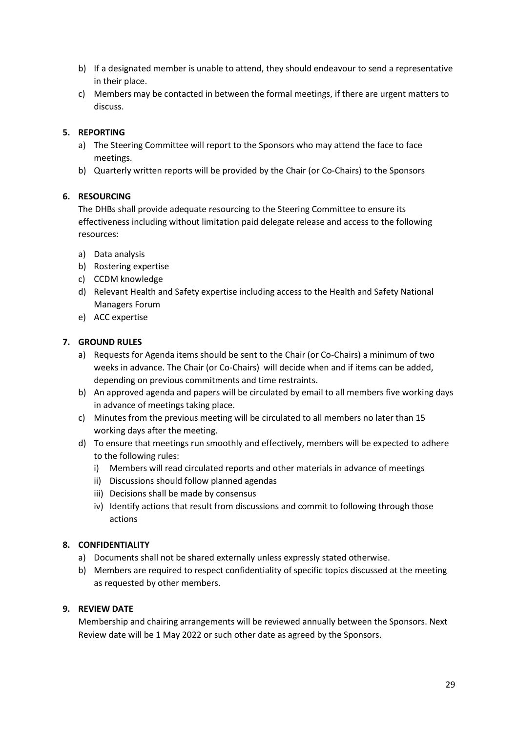b) If a designated member is unable to attend, they should endeavour to send a representative in their place.
c) Members may be contacted in between the formal meetings, if there are urgent matters to discuss.

## 5. REPORTING

a) The Steering Committee will report to the Sponsors who may attend the face to face meetings.
b) Quarterly written reports will be provided by the Chair (or Co-Chairs) to the Sponsors

## 6. RESOURCING

The DHBs shall provide adequate resourcing to the Steering Committee to ensure its effectiveness including without limitation paid delegate release and access to the following resources:

a) Data analysis
b) Rostering expertise
c) CCDM knowledge
d) Relevant Health and Safety expertise including access to the Health and Safety National Managers Forum
e) ACC expertise

## 7. GROUND RULES

a) Requests for Agenda items should be sent to the Chair (or Co-Chairs) a minimum of two weeks in advance. The Chair (or Co-Chairs) will decide when and if items can be added, depending on previous commitments and time restraints.
b) An approved agenda and papers will be circulated by email to all members five working days in advance of meetings taking place.
c) Minutes from the previous meeting will be circulated to all members no later than 15 working days after the meeting.
d) To ensure that meetings run smoothly and effectively, members will be expected to adhere to the following rules:
   i) Members will read circulated reports and other materials in advance of meetings
   ii) Discussions should follow planned agendas
   iii) Decisions shall be made by consensus
   iv) Identify actions that result from discussions and commit to following through those actions

## 8. CONFIDENTIALITY

a) Documents shall not be shared externally unless expressly stated otherwise.
b) Members are required to respect confidentiality of specific topics discussed at the meeting as requested by other members.

## 9. REVIEW DATE

Membership and chairing arrangements will be reviewed annually between the Sponsors. Next Review date will be 1 May 2022 or such other date as agreed by the Sponsors.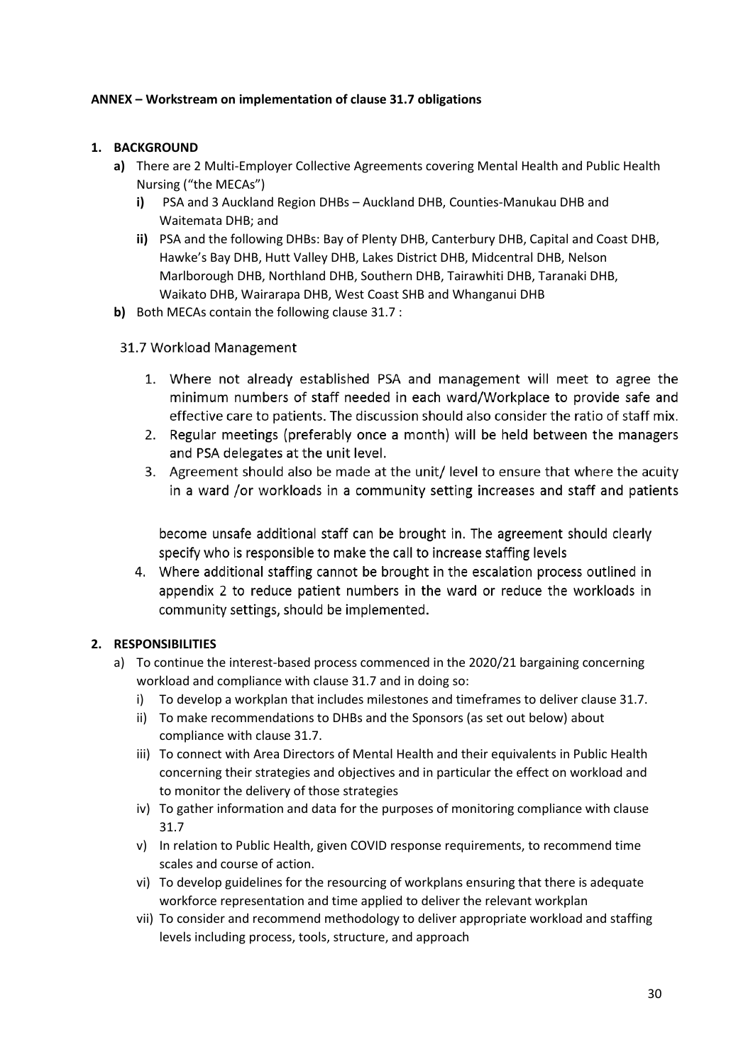**ANNEX – Workstream on implementation of clause 31.7 obligations**

**1. BACKGROUND**

**a)** There are 2 Multi-Employer Collective Agreements covering Mental Health and Public Health Nursing ("the MECAs")

**i)** PSA and 3 Auckland Region DHBs – Auckland DHB, Counties-Manukau DHB and Waitemata DHB; and

**ii)** PSA and the following DHBs: Bay of Plenty DHB, Canterbury DHB, Capital and Coast DHB, Hawke's Bay DHB, Hutt Valley DHB, Lakes District DHB, Midcentral DHB, Nelson Marlborough DHB, Northland DHB, Southern DHB, Tairawhiti DHB, Taranaki DHB, Waikato DHB, Wairarapa DHB, West Coast SHB and Whanganui DHB

**b)** Both MECAs contain the following clause 31.7 :

31.7 Workload Management

1. Where not already established PSA and management will meet to agree the minimum numbers of staff needed in each ward/Workplace to provide safe and effective care to patients. The discussion should also consider the ratio of staff mix.
2. Regular meetings (preferably once a month) will be held between the managers and PSA delegates at the unit level.
3. Agreement should also be made at the unit/ level to ensure that where the acuity in a ward /or workloads in a community setting increases and staff and patients become unsafe additional staff can be brought in. The agreement should clearly specify who is responsible to make the call to increase staffing levels
4. Where additional staffing cannot be brought in the escalation process outlined in appendix 2 to reduce patient numbers in the ward or reduce the workloads in community settings, should be implemented.

**2. RESPONSIBILITIES**

a) To continue the interest-based process commenced in the 2020/21 bargaining concerning workload and compliance with clause 31.7 and in doing so:

i) To develop a workplan that includes milestones and timeframes to deliver clause 31.7.

ii) To make recommendations to DHBs and the Sponsors (as set out below) about compliance with clause 31.7.

iii) To connect with Area Directors of Mental Health and their equivalents in Public Health concerning their strategies and objectives and in particular the effect on workload and to monitor the delivery of those strategies

iv) To gather information and data for the purposes of monitoring compliance with clause 31.7

v) In relation to Public Health, given COVID response requirements, to recommend time scales and course of action.

vi) To develop guidelines for the resourcing of workplans ensuring that there is adequate workforce representation and time applied to deliver the relevant workplan

vii) To consider and recommend methodology to deliver appropriate workload and staffing levels including process, tools, structure, and approach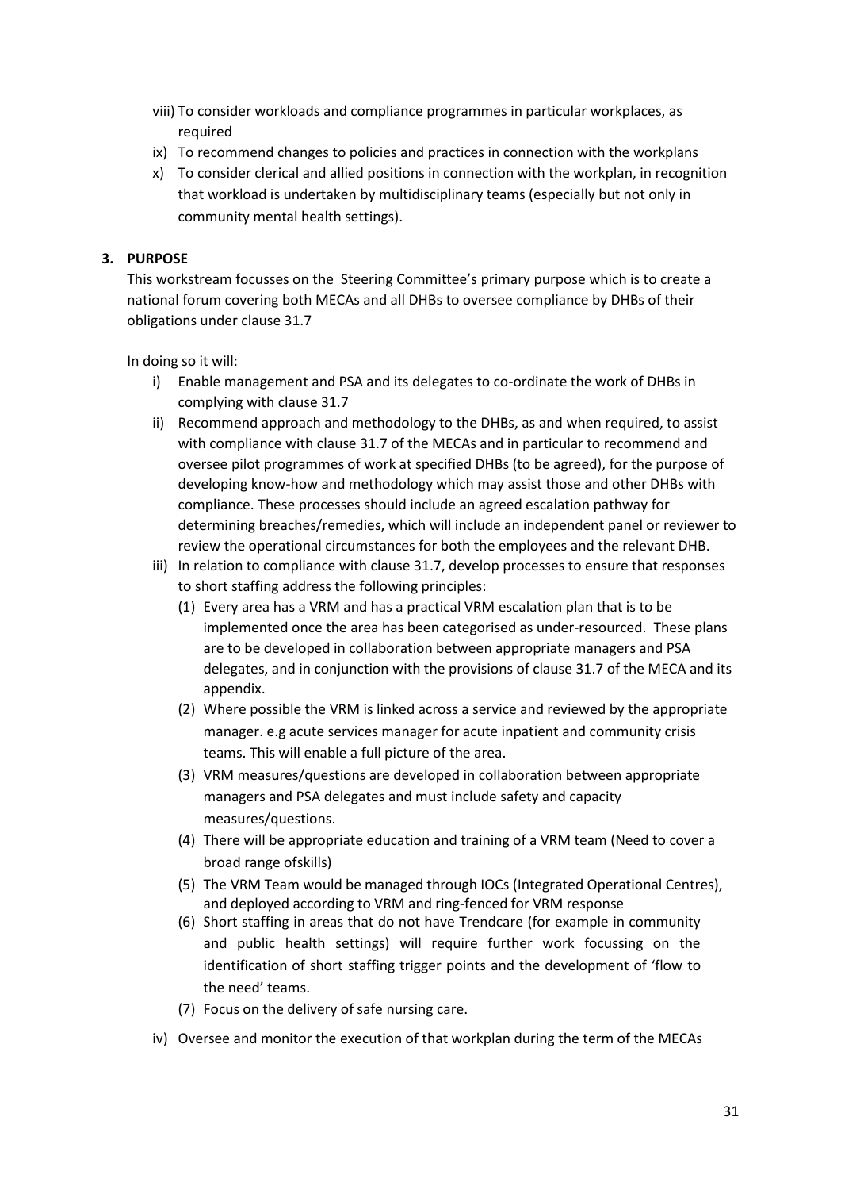viii) To consider workloads and compliance programmes in particular workplaces, as required

ix) To recommend changes to policies and practices in connection with the workplans

x) To consider clerical and allied positions in connection with the workplan, in recognition that workload is undertaken by multidisciplinary teams (especially but not only in community mental health settings).

**3. PURPOSE**

This workstream focusses on the Steering Committee's primary purpose which is to create a national forum covering both MECAs and all DHBs to oversee compliance by DHBs of their obligations under clause 31.7

In doing so it will:

i) Enable management and PSA and its delegates to co-ordinate the work of DHBs in complying with clause 31.7

ii) Recommend approach and methodology to the DHBs, as and when required, to assist with compliance with clause 31.7 of the MECAs and in particular to recommend and oversee pilot programmes of work at specified DHBs (to be agreed), for the purpose of developing know-how and methodology which may assist those and other DHBs with compliance. These processes should include an agreed escalation pathway for determining breaches/remedies, which will include an independent panel or reviewer to review the operational circumstances for both the employees and the relevant DHB.

iii) In relation to compliance with clause 31.7, develop processes to ensure that responses to short staffing address the following principles:

(1) Every area has a VRM and has a practical VRM escalation plan that is to be implemented once the area has been categorised as under-resourced. These plans are to be developed in collaboration between appropriate managers and PSA delegates, and in conjunction with the provisions of clause 31.7 of the MECA and its appendix.

(2) Where possible the VRM is linked across a service and reviewed by the appropriate manager. e.g acute services manager for acute inpatient and community crisis teams. This will enable a full picture of the area.

(3) VRM measures/questions are developed in collaboration between appropriate managers and PSA delegates and must include safety and capacity measures/questions.

(4) There will be appropriate education and training of a VRM team (Need to cover a broad range ofskills)

(5) The VRM Team would be managed through IOCs (Integrated Operational Centres), and deployed according to VRM and ring-fenced for VRM response

(6) Short staffing in areas that do not have Trendcare (for example in community and public health settings) will require further work focussing on the identification of short staffing trigger points and the development of 'flow to the need' teams.

(7) Focus on the delivery of safe nursing care.

iv) Oversee and monitor the execution of that workplan during the term of the MECAs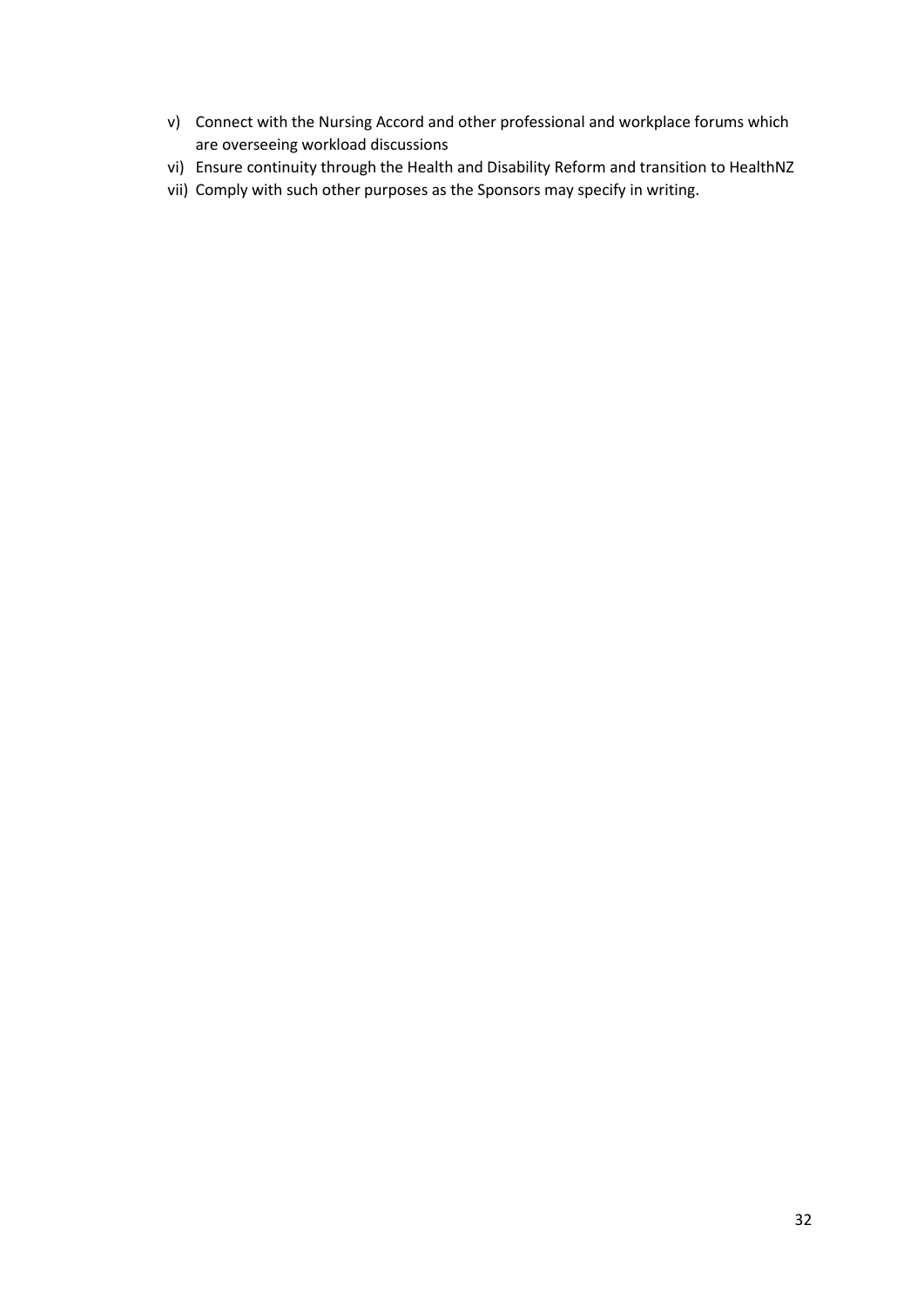v) Connect with the Nursing Accord and other professional and workplace forums which are overseeing workload discussions
vi) Ensure continuity through the Health and Disability Reform and transition to HealthNZ
vii) Comply with such other purposes as the Sponsors may specify in writing.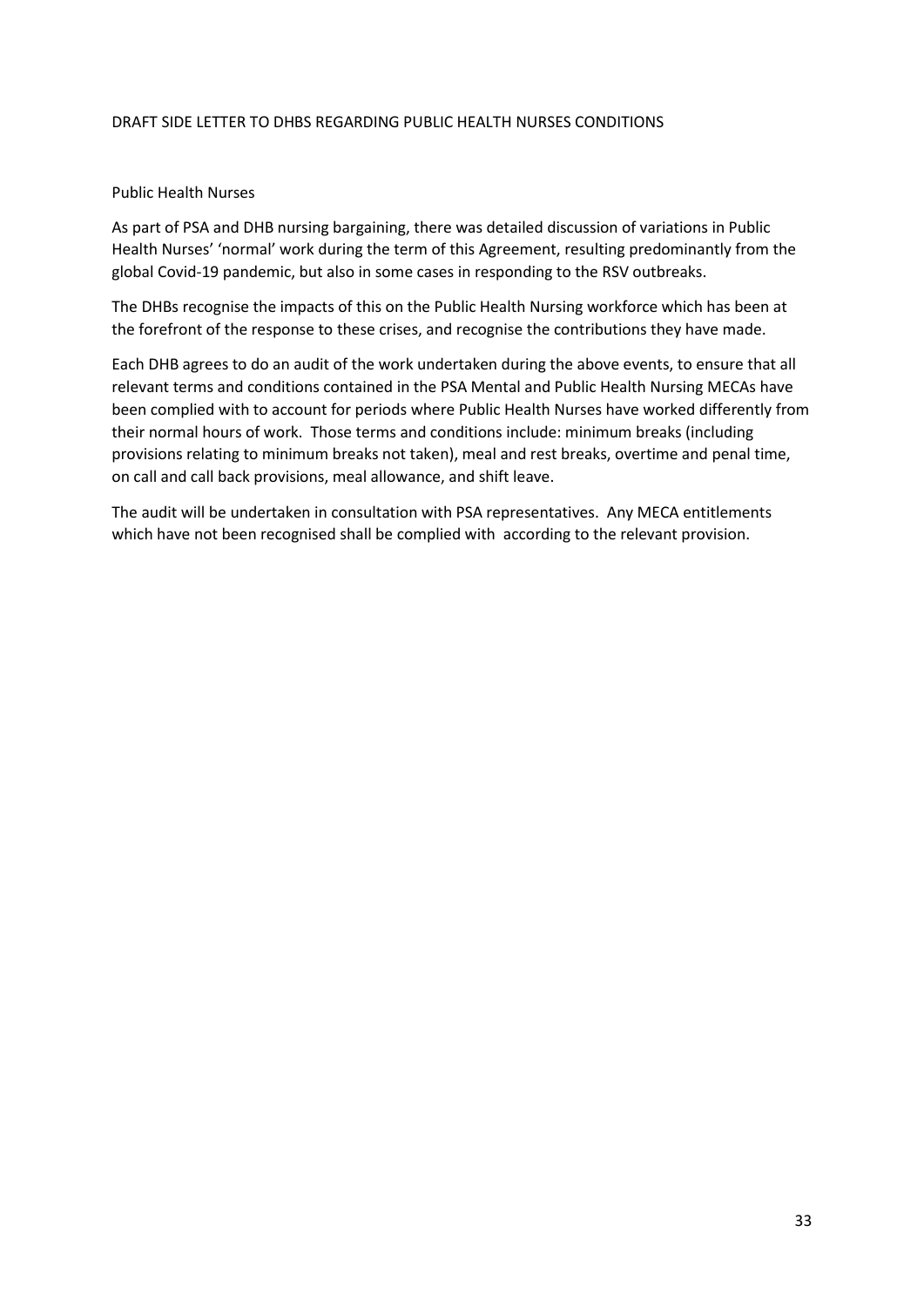DRAFT SIDE LETTER TO DHBS REGARDING PUBLIC HEALTH NURSES CONDITIONS

Public Health Nurses

As part of PSA and DHB nursing bargaining, there was detailed discussion of variations in Public Health Nurses' 'normal' work during the term of this Agreement, resulting predominantly from the global Covid-19 pandemic, but also in some cases in responding to the RSV outbreaks.

The DHBs recognise the impacts of this on the Public Health Nursing workforce which has been at the forefront of the response to these crises, and recognise the contributions they have made.

Each DHB agrees to do an audit of the work undertaken during the above events, to ensure that all relevant terms and conditions contained in the PSA Mental and Public Health Nursing MECAs have been complied with to account for periods where Public Health Nurses have worked differently from their normal hours of work. Those terms and conditions include: minimum breaks (including provisions relating to minimum breaks not taken), meal and rest breaks, overtime and penal time, on call and call back provisions, meal allowance, and shift leave.

The audit will be undertaken in consultation with PSA representatives. Any MECA entitlements which have not been recognised shall be complied with according to the relevant provision.